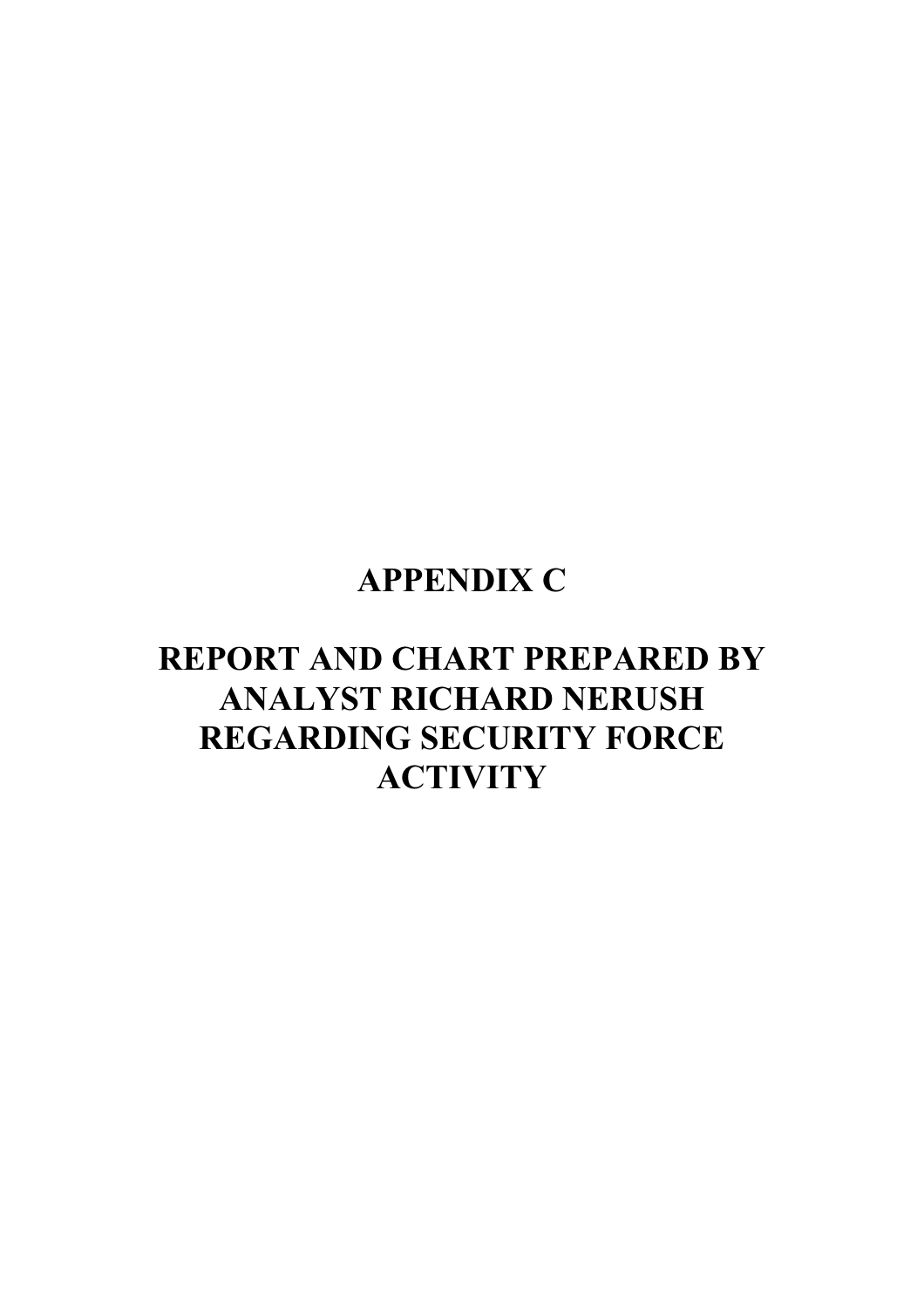# APPENDIX C

# REPORT AND CHART PREPARED BY ANALYST RICHARD NERUSH REGARDING SECURITY FORCE ACTIVITY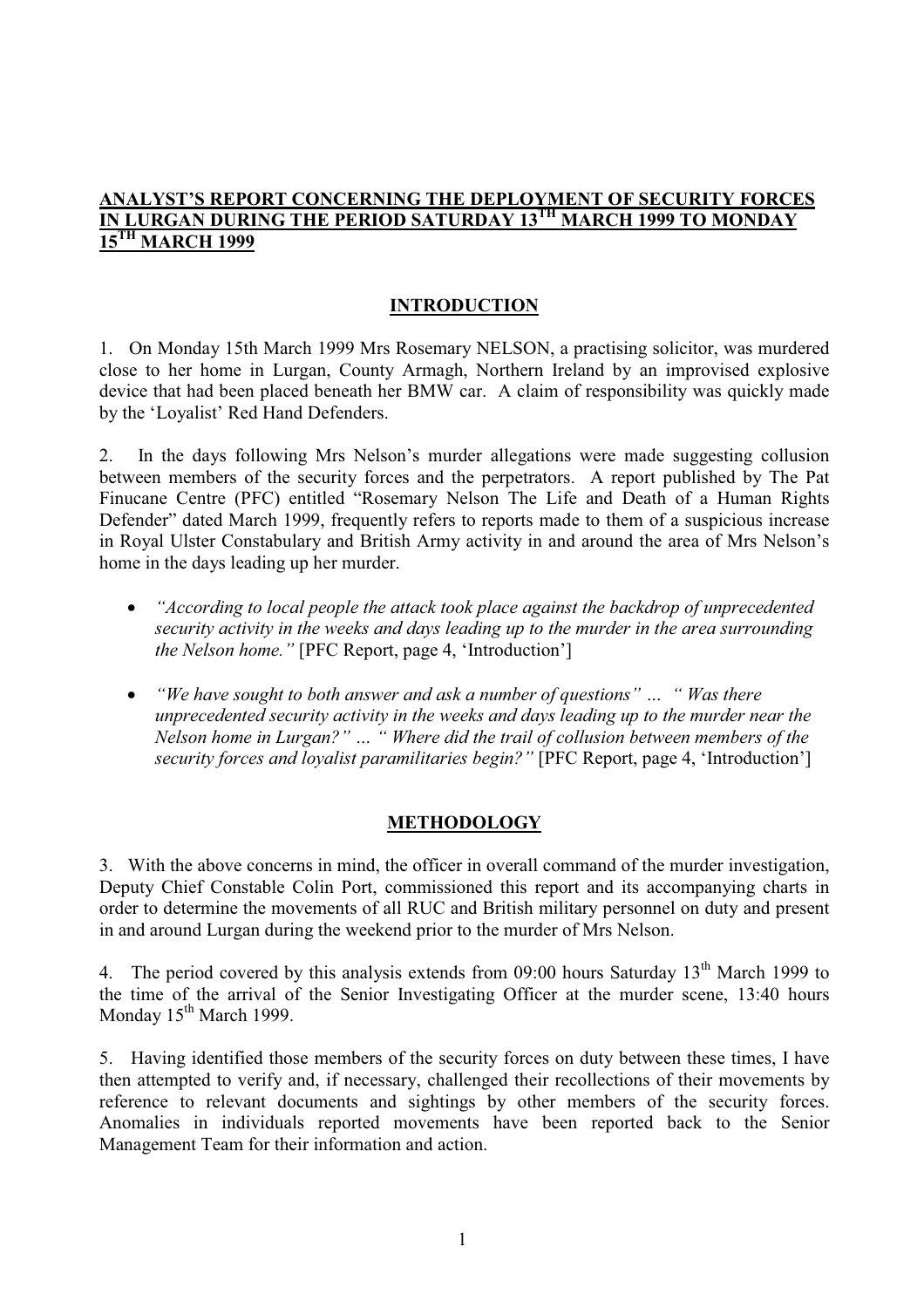## ANALYST'S REPORT CONCERNING THE DEPLOYMENT OF SECURITY FORCES IN LURGAN DURING THE PERIOD SATURDAY 13TH MARCH 1999 TO MONDAY 15TH MARCH 1999

### INTRODUCTION

1. On Monday 15th March 1999 Mrs Rosemary NELSON, a practising solicitor, was murdered close to her home in Lurgan, County Armagh, Northern Ireland by an improvised explosive device that had been placed beneath her BMW car. A claim of responsibility was quickly made by the 'Loyalist' Red Hand Defenders.

2. In the days following Mrs Nelson's murder allegations were made suggesting collusion between members of the security forces and the perpetrators. A report published by The Pat Finucane Centre (PFC) entitled "Rosemary Nelson The Life and Death of a Human Rights Defender" dated March 1999, frequently refers to reports made to them of a suspicious increase in Royal Ulster Constabulary and British Army activity in and around the area of Mrs Nelson's home in the days leading up her murder.

- *"According to local people the attack took place against the backdrop of unprecedented security activity in the weeks and days leading up to the murder in the area surrounding the Nelson home."* [PFC Report, page 4, 'Introduction']

- *"We have sought to both answer and ask a number of questions" … " Was there unprecedented security activity in the weeks and days leading up to the murder near the Nelson home in Lurgan?" … " Where did the trail of collusion between members of the security forces and loyalist paramilitaries begin?"* [PFC Report, page 4, 'Introduction']

### METHODOLOGY

3. With the above concerns in mind, the officer in overall command of the murder investigation, Deputy Chief Constable Colin Port, commissioned this report and its accompanying charts in order to determine the movements of all RUC and British military personnel on duty and present in and around Lurgan during the weekend prior to the murder of Mrs Nelson.

4. The period covered by this analysis extends from 09:00 hours Saturday 13th March 1999 to the time of the arrival of the Senior Investigating Officer at the murder scene, 13:40 hours Monday 15th March 1999.

5. Having identified those members of the security forces on duty between these times, I have then attempted to verify and, if necessary, challenged their recollections of their movements by reference to relevant documents and sightings by other members of the security forces. Anomalies in individuals reported movements have been reported back to the Senior Management Team for their information and action.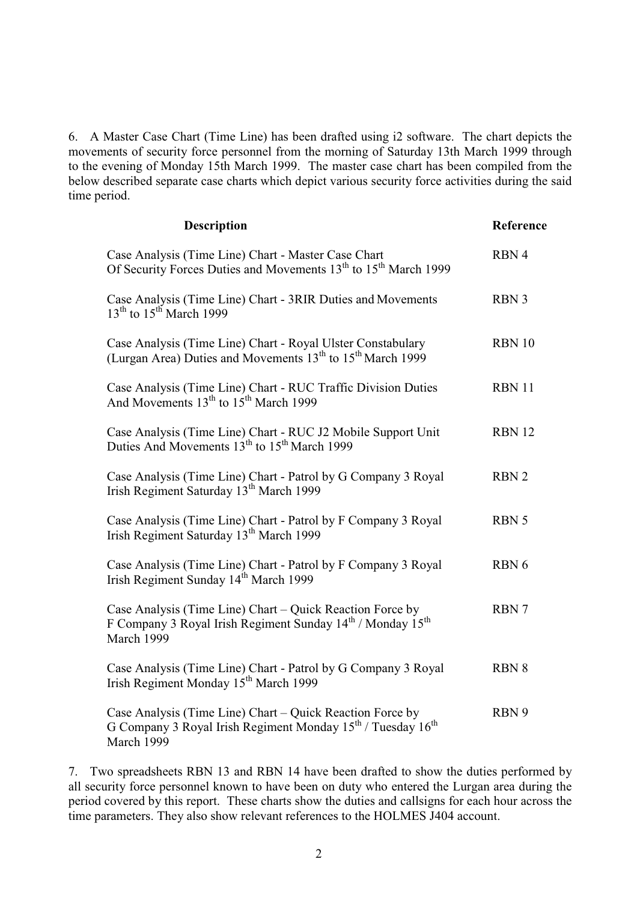6. A Master Case Chart (Time Line) has been drafted using i2 software. The chart depicts the movements of security force personnel from the morning of Saturday 13th March 1999 through to the evening of Monday 15th March 1999. The master case chart has been compiled from the below described separate case charts which depict various security force activities during the said time period.

| Description | Reference |
|---|---|
| Case Analysis (Time Line) Chart - Master Case Chart Of Security Forces Duties and Movements 13th to 15th March 1999 | RBN 4 |
| Case Analysis (Time Line) Chart - 3RIR Duties and Movements 13th to 15th March 1999 | RBN 3 |
| Case Analysis (Time Line) Chart - Royal Ulster Constabulary (Lurgan Area) Duties and Movements 13th to 15th March 1999 | RBN 10 |
| Case Analysis (Time Line) Chart - RUC Traffic Division Duties And Movements 13th to 15th March 1999 | RBN 11 |
| Case Analysis (Time Line) Chart - RUC J2 Mobile Support Unit Duties And Movements 13th to 15th March 1999 | RBN 12 |
| Case Analysis (Time Line) Chart - Patrol by G Company 3 Royal Irish Regiment Saturday 13th March 1999 | RBN 2 |
| Case Analysis (Time Line) Chart - Patrol by F Company 3 Royal Irish Regiment Saturday 13th March 1999 | RBN 5 |
| Case Analysis (Time Line) Chart - Patrol by F Company 3 Royal Irish Regiment Sunday 14th March 1999 | RBN 6 |
| Case Analysis (Time Line) Chart – Quick Reaction Force by F Company 3 Royal Irish Regiment Sunday 14th / Monday 15th March 1999 | RBN 7 |
| Case Analysis (Time Line) Chart - Patrol by G Company 3 Royal Irish Regiment Monday 15th March 1999 | RBN 8 |
| Case Analysis (Time Line) Chart – Quick Reaction Force by G Company 3 Royal Irish Regiment Monday 15th / Tuesday 16th March 1999 | RBN 9 |

7. Two spreadsheets RBN 13 and RBN 14 have been drafted to show the duties performed by all security force personnel known to have been on duty who entered the Lurgan area during the period covered by this report. These charts show the duties and callsigns for each hour across the time parameters. They also show relevant references to the HOLMES J404 account.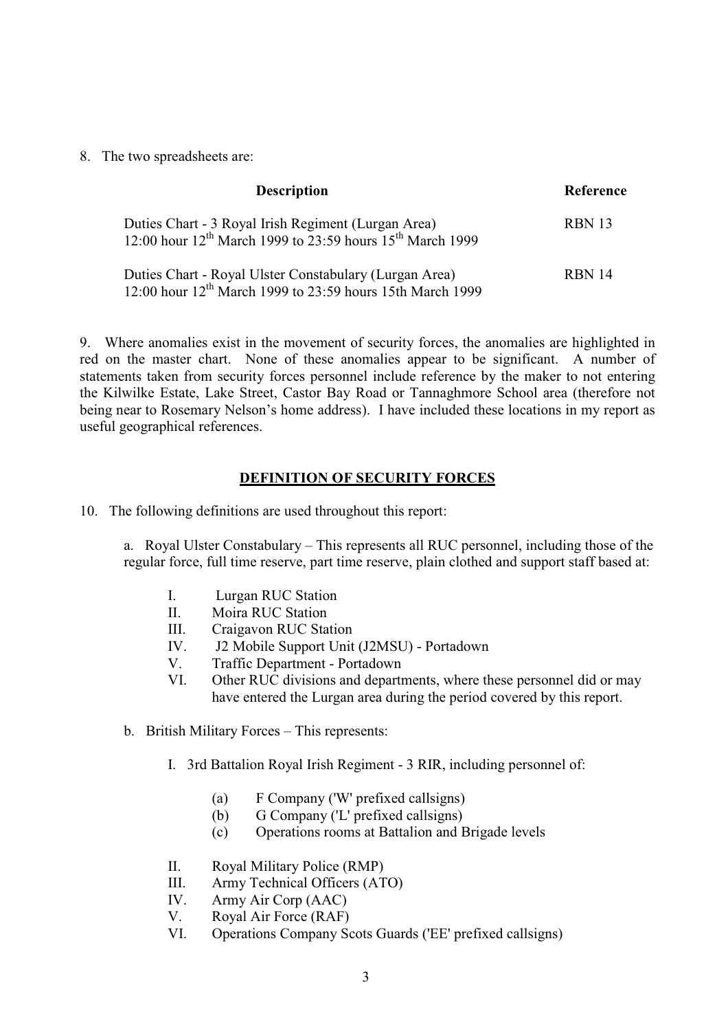8. The two spreadsheets are:

| Description | Reference |
|---|---|
| Duties Chart - 3 Royal Irish Regiment (Lurgan Area) 12:00 hour 12th March 1999 to 23:59 hours 15th March 1999 | RBN 13 |
| Duties Chart - Royal Ulster Constabulary (Lurgan Area) 12:00 hour 12th March 1999 to 23:59 hours 15th March 1999 | RBN 14 |

9. Where anomalies exist in the movement of security forces, the anomalies are highlighted in red on the master chart. None of these anomalies appear to be significant. A number of statements taken from security forces personnel include reference by the maker to not entering the Kilwilke Estate, Lake Street, Castor Bay Road or Tannaghmore School area (therefore not being near to Rosemary Nelson's home address). I have included these locations in my report as useful geographical references.

## DEFINITION OF SECURITY FORCES

10. The following definitions are used throughout this report:

a. Royal Ulster Constabulary – This represents all RUC personnel, including those of the regular force, full time reserve, part time reserve, plain clothed and support staff based at:

I. Lurgan RUC Station
II. Moira RUC Station
III. Craigavon RUC Station
IV. J2 Mobile Support Unit (J2MSU) - Portadown
V. Traffic Department - Portadown
VI. Other RUC divisions and departments, where these personnel did or may have entered the Lurgan area during the period covered by this report.

b. British Military Forces – This represents:

I. 3rd Battalion Royal Irish Regiment - 3 RIR, including personnel of:

(a) F Company ('W' prefixed callsigns)
(b) G Company ('L' prefixed callsigns)
(c) Operations rooms at Battalion and Brigade levels

II. Royal Military Police (RMP)
III. Army Technical Officers (ATO)
IV. Army Air Corp (AAC)
V. Royal Air Force (RAF)
VI. Operations Company Scots Guards ('EE' prefixed callsigns)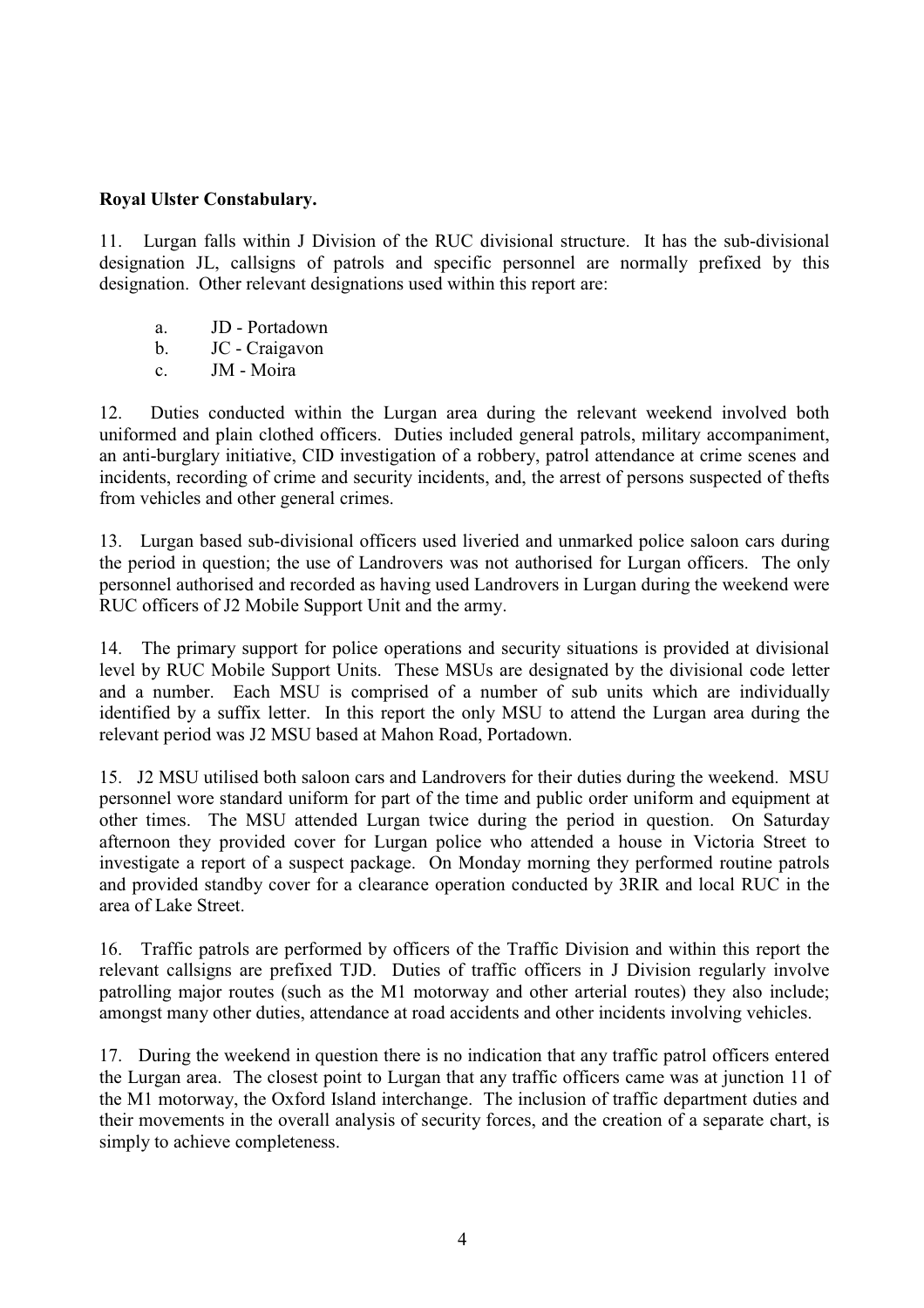**Royal Ulster Constabulary.**

11. Lurgan falls within J Division of the RUC divisional structure. It has the sub-divisional designation JL, callsigns of patrols and specific personnel are normally prefixed by this designation. Other relevant designations used within this report are:

   a. JD - Portadown
   b. JC - Craigavon
   c. JM - Moira

12. Duties conducted within the Lurgan area during the relevant weekend involved both uniformed and plain clothed officers. Duties included general patrols, military accompaniment, an anti-burglary initiative, CID investigation of a robbery, patrol attendance at crime scenes and incidents, recording of crime and security incidents, and, the arrest of persons suspected of thefts from vehicles and other general crimes.

13. Lurgan based sub-divisional officers used liveried and unmarked police saloon cars during the period in question; the use of Landrovers was not authorised for Lurgan officers. The only personnel authorised and recorded as having used Landrovers in Lurgan during the weekend were RUC officers of J2 Mobile Support Unit and the army.

14. The primary support for police operations and security situations is provided at divisional level by RUC Mobile Support Units. These MSUs are designated by the divisional code letter and a number. Each MSU is comprised of a number of sub units which are individually identified by a suffix letter. In this report the only MSU to attend the Lurgan area during the relevant period was J2 MSU based at Mahon Road, Portadown.

15. J2 MSU utilised both saloon cars and Landrovers for their duties during the weekend. MSU personnel wore standard uniform for part of the time and public order uniform and equipment at other times. The MSU attended Lurgan twice during the period in question. On Saturday afternoon they provided cover for Lurgan police who attended a house in Victoria Street to investigate a report of a suspect package. On Monday morning they performed routine patrols and provided standby cover for a clearance operation conducted by 3RIR and local RUC in the area of Lake Street.

16. Traffic patrols are performed by officers of the Traffic Division and within this report the relevant callsigns are prefixed TJD. Duties of traffic officers in J Division regularly involve patrolling major routes (such as the M1 motorway and other arterial routes) they also include; amongst many other duties, attendance at road accidents and other incidents involving vehicles.

17. During the weekend in question there is no indication that any traffic patrol officers entered the Lurgan area. The closest point to Lurgan that any traffic officers came was at junction 11 of the M1 motorway, the Oxford Island interchange. The inclusion of traffic department duties and their movements in the overall analysis of security forces, and the creation of a separate chart, is simply to achieve completeness.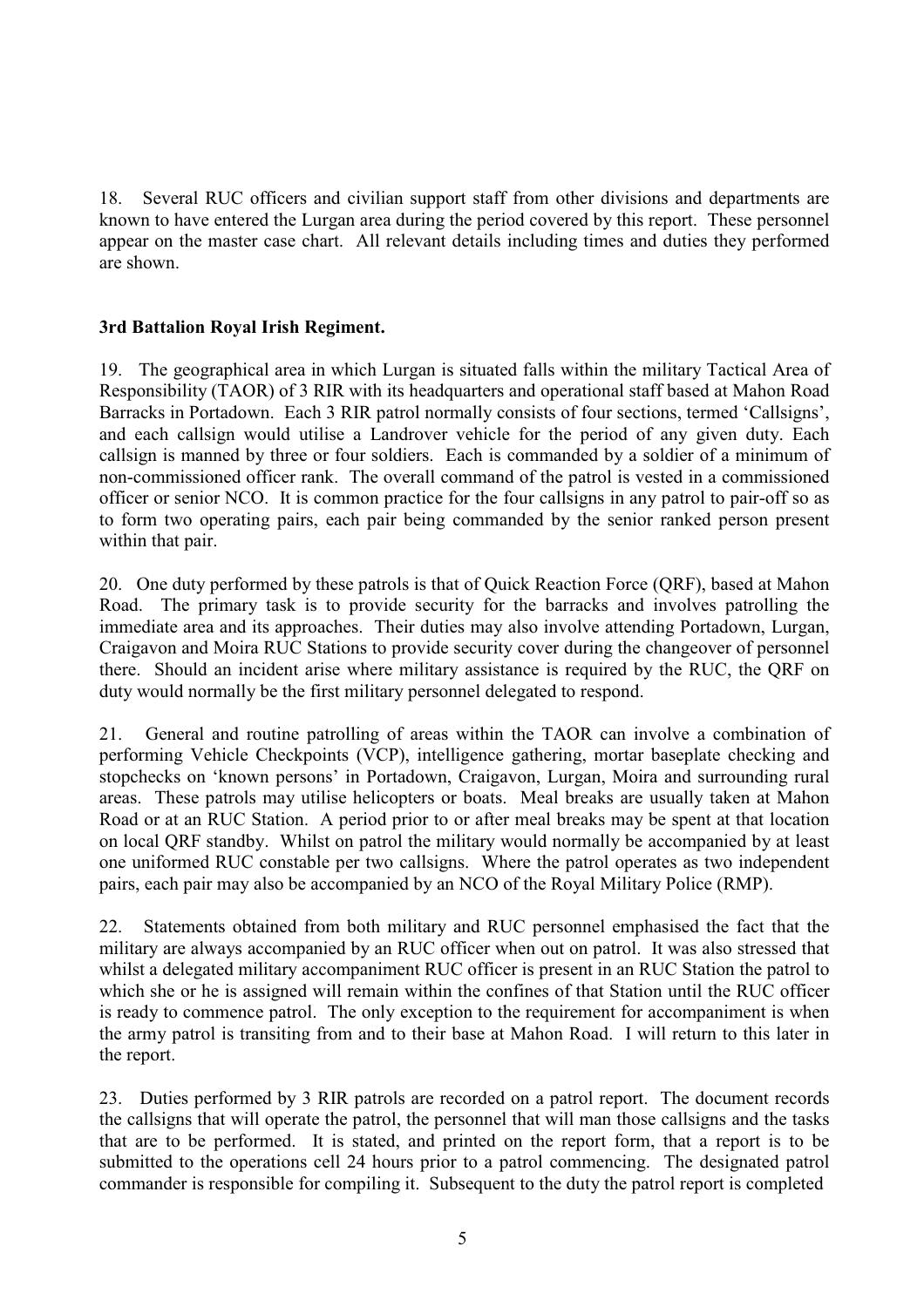18. Several RUC officers and civilian support staff from other divisions and departments are known to have entered the Lurgan area during the period covered by this report. These personnel appear on the master case chart. All relevant details including times and duties they performed are shown.

**3rd Battalion Royal Irish Regiment.**

19. The geographical area in which Lurgan is situated falls within the military Tactical Area of Responsibility (TAOR) of 3 RIR with its headquarters and operational staff based at Mahon Road Barracks in Portadown. Each 3 RIR patrol normally consists of four sections, termed 'Callsigns', and each callsign would utilise a Landrover vehicle for the period of any given duty. Each callsign is manned by three or four soldiers. Each is commanded by a soldier of a minimum of non-commissioned officer rank. The overall command of the patrol is vested in a commissioned officer or senior NCO. It is common practice for the four callsigns in any patrol to pair-off so as to form two operating pairs, each pair being commanded by the senior ranked person present within that pair.

20. One duty performed by these patrols is that of Quick Reaction Force (QRF), based at Mahon Road. The primary task is to provide security for the barracks and involves patrolling the immediate area and its approaches. Their duties may also involve attending Portadown, Lurgan, Craigavon and Moira RUC Stations to provide security cover during the changeover of personnel there. Should an incident arise where military assistance is required by the RUC, the QRF on duty would normally be the first military personnel delegated to respond.

21. General and routine patrolling of areas within the TAOR can involve a combination of performing Vehicle Checkpoints (VCP), intelligence gathering, mortar baseplate checking and stopchecks on 'known persons' in Portadown, Craigavon, Lurgan, Moira and surrounding rural areas. These patrols may utilise helicopters or boats. Meal breaks are usually taken at Mahon Road or at an RUC Station. A period prior to or after meal breaks may be spent at that location on local QRF standby. Whilst on patrol the military would normally be accompanied by at least one uniformed RUC constable per two callsigns. Where the patrol operates as two independent pairs, each pair may also be accompanied by an NCO of the Royal Military Police (RMP).

22. Statements obtained from both military and RUC personnel emphasised the fact that the military are always accompanied by an RUC officer when out on patrol. It was also stressed that whilst a delegated military accompaniment RUC officer is present in an RUC Station the patrol to which she or he is assigned will remain within the confines of that Station until the RUC officer is ready to commence patrol. The only exception to the requirement for accompaniment is when the army patrol is transiting from and to their base at Mahon Road. I will return to this later in the report.

23. Duties performed by 3 RIR patrols are recorded on a patrol report. The document records the callsigns that will operate the patrol, the personnel that will man those callsigns and the tasks that are to be performed. It is stated, and printed on the report form, that a report is to be submitted to the operations cell 24 hours prior to a patrol commencing. The designated patrol commander is responsible for compiling it. Subsequent to the duty the patrol report is completed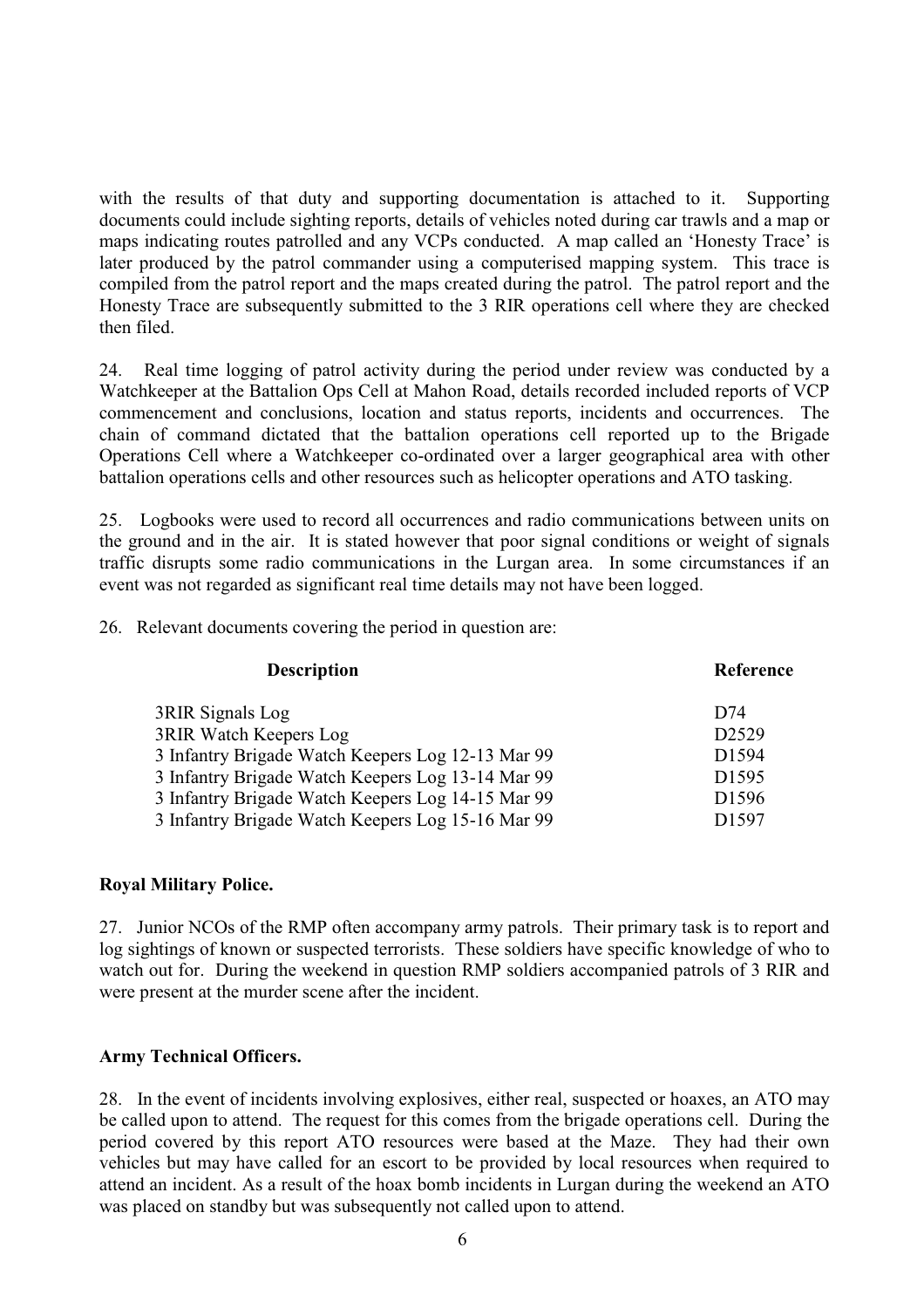with the results of that duty and supporting documentation is attached to it. Supporting documents could include sighting reports, details of vehicles noted during car trawls and a map or maps indicating routes patrolled and any VCPs conducted. A map called an 'Honesty Trace' is later produced by the patrol commander using a computerised mapping system. This trace is compiled from the patrol report and the maps created during the patrol. The patrol report and the Honesty Trace are subsequently submitted to the 3 RIR operations cell where they are checked then filed.

24. Real time logging of patrol activity during the period under review was conducted by a Watchkeeper at the Battalion Ops Cell at Mahon Road, details recorded included reports of VCP commencement and conclusions, location and status reports, incidents and occurrences. The chain of command dictated that the battalion operations cell reported up to the Brigade Operations Cell where a Watchkeeper co-ordinated over a larger geographical area with other battalion operations cells and other resources such as helicopter operations and ATO tasking.

25. Logbooks were used to record all occurrences and radio communications between units on the ground and in the air. It is stated however that poor signal conditions or weight of signals traffic disrupts some radio communications in the Lurgan area. In some circumstances if an event was not regarded as significant real time details may not have been logged.

26. Relevant documents covering the period in question are:

| Description | Reference |
|---|---|
| 3RIR Signals Log | D74 |
| 3RIR Watch Keepers Log | D2529 |
| 3 Infantry Brigade Watch Keepers Log 12-13 Mar 99 | D1594 |
| 3 Infantry Brigade Watch Keepers Log 13-14 Mar 99 | D1595 |
| 3 Infantry Brigade Watch Keepers Log 14-15 Mar 99 | D1596 |
| 3 Infantry Brigade Watch Keepers Log 15-16 Mar 99 | D1597 |

**Royal Military Police.**

27. Junior NCOs of the RMP often accompany army patrols. Their primary task is to report and log sightings of known or suspected terrorists. These soldiers have specific knowledge of who to watch out for. During the weekend in question RMP soldiers accompanied patrols of 3 RIR and were present at the murder scene after the incident.

**Army Technical Officers.**

28. In the event of incidents involving explosives, either real, suspected or hoaxes, an ATO may be called upon to attend. The request for this comes from the brigade operations cell. During the period covered by this report ATO resources were based at the Maze. They had their own vehicles but may have called for an escort to be provided by local resources when required to attend an incident. As a result of the hoax bomb incidents in Lurgan during the weekend an ATO was placed on standby but was subsequently not called upon to attend.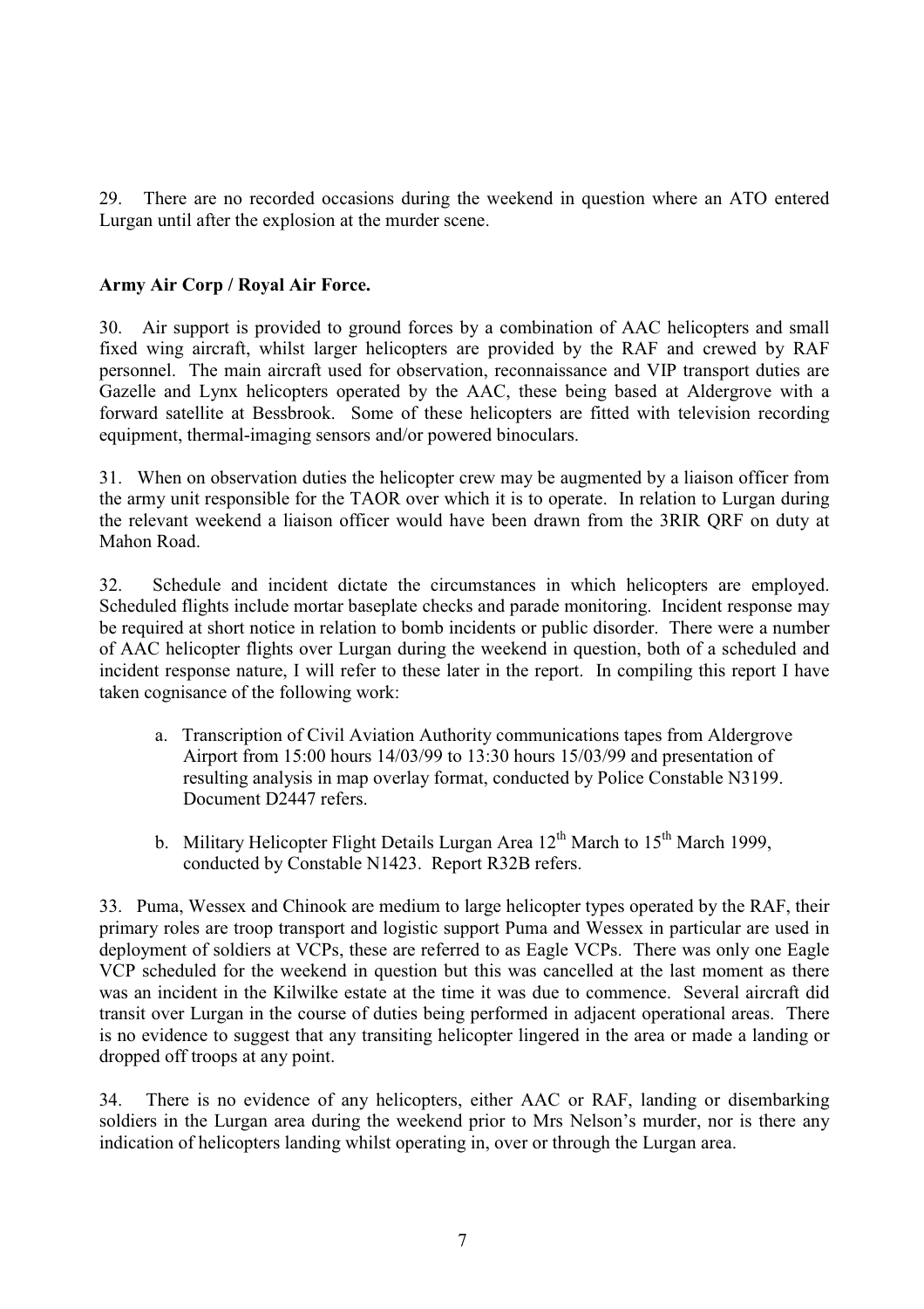29. There are no recorded occasions during the weekend in question where an ATO entered Lurgan until after the explosion at the murder scene.

**Army Air Corp / Royal Air Force.**

30. Air support is provided to ground forces by a combination of AAC helicopters and small fixed wing aircraft, whilst larger helicopters are provided by the RAF and crewed by RAF personnel. The main aircraft used for observation, reconnaissance and VIP transport duties are Gazelle and Lynx helicopters operated by the AAC, these being based at Aldergrove with a forward satellite at Bessbrook. Some of these helicopters are fitted with television recording equipment, thermal-imaging sensors and/or powered binoculars.

31. When on observation duties the helicopter crew may be augmented by a liaison officer from the army unit responsible for the TAOR over which it is to operate. In relation to Lurgan during the relevant weekend a liaison officer would have been drawn from the 3RIR QRF on duty at Mahon Road.

32. Schedule and incident dictate the circumstances in which helicopters are employed. Scheduled flights include mortar baseplate checks and parade monitoring. Incident response may be required at short notice in relation to bomb incidents or public disorder. There were a number of AAC helicopter flights over Lurgan during the weekend in question, both of a scheduled and incident response nature, I will refer to these later in the report. In compiling this report I have taken cognisance of the following work:

   a. Transcription of Civil Aviation Authority communications tapes from Aldergrove Airport from 15:00 hours 14/03/99 to 13:30 hours 15/03/99 and presentation of resulting analysis in map overlay format, conducted by Police Constable N3199. Document D2447 refers.

   b. Military Helicopter Flight Details Lurgan Area 12th March to 15th March 1999, conducted by Constable N1423. Report R32B refers.

33. Puma, Wessex and Chinook are medium to large helicopter types operated by the RAF, their primary roles are troop transport and logistic support Puma and Wessex in particular are used in deployment of soldiers at VCPs, these are referred to as Eagle VCPs. There was only one Eagle VCP scheduled for the weekend in question but this was cancelled at the last moment as there was an incident in the Kilwilke estate at the time it was due to commence. Several aircraft did transit over Lurgan in the course of duties being performed in adjacent operational areas. There is no evidence to suggest that any transiting helicopter lingered in the area or made a landing or dropped off troops at any point.

34. There is no evidence of any helicopters, either AAC or RAF, landing or disembarking soldiers in the Lurgan area during the weekend prior to Mrs Nelson's murder, nor is there any indication of helicopters landing whilst operating in, over or through the Lurgan area.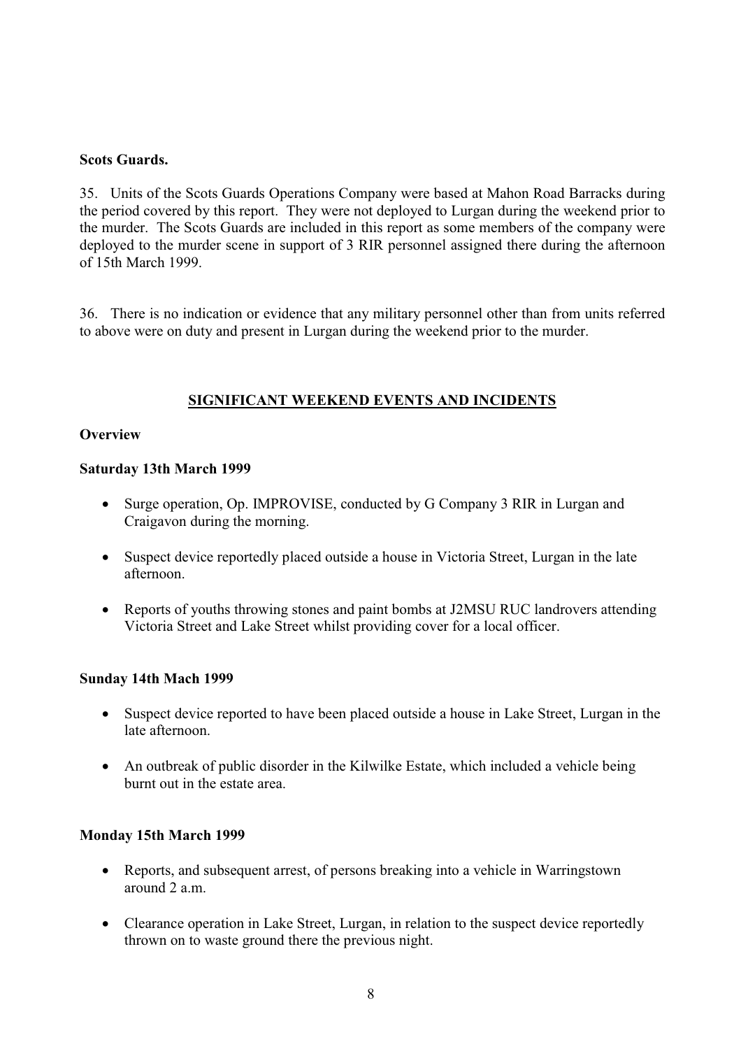**Scots Guards.**

35. Units of the Scots Guards Operations Company were based at Mahon Road Barracks during the period covered by this report. They were not deployed to Lurgan during the weekend prior to the murder. The Scots Guards are included in this report as some members of the company were deployed to the murder scene in support of 3 RIR personnel assigned there during the afternoon of 15th March 1999.

36. There is no indication or evidence that any military personnel other than from units referred to above were on duty and present in Lurgan during the weekend prior to the murder.

## SIGNIFICANT WEEKEND EVENTS AND INCIDENTS

**Overview**

**Saturday 13th March 1999**

- Surge operation, Op. IMPROVISE, conducted by G Company 3 RIR in Lurgan and Craigavon during the morning.
- Suspect device reportedly placed outside a house in Victoria Street, Lurgan in the late afternoon.
- Reports of youths throwing stones and paint bombs at J2MSU RUC landrovers attending Victoria Street and Lake Street whilst providing cover for a local officer.

**Sunday 14th Mach 1999**

- Suspect device reported to have been placed outside a house in Lake Street, Lurgan in the late afternoon.
- An outbreak of public disorder in the Kilwilke Estate, which included a vehicle being burnt out in the estate area.

**Monday 15th March 1999**

- Reports, and subsequent arrest, of persons breaking into a vehicle in Warringstown around 2 a.m.
- Clearance operation in Lake Street, Lurgan, in relation to the suspect device reportedly thrown on to waste ground there the previous night.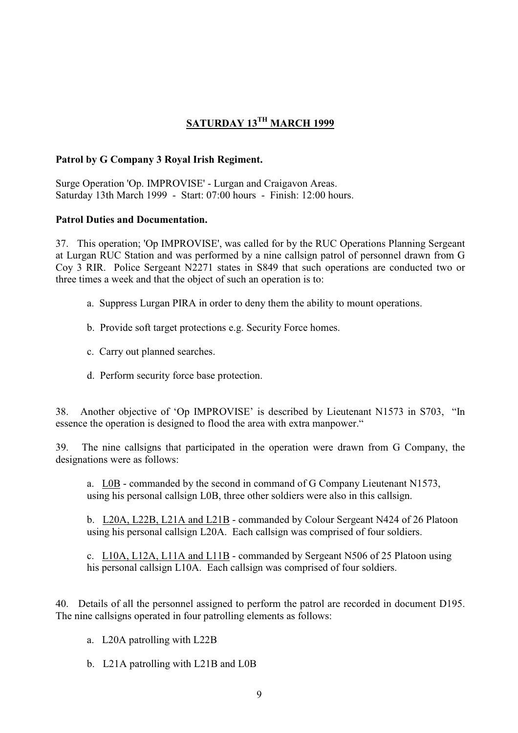## SATURDAY 13TH MARCH 1999

**Patrol by G Company 3 Royal Irish Regiment.**

Surge Operation 'Op. IMPROVISE' - Lurgan and Craigavon Areas.
Saturday 13th March 1999 - Start: 07:00 hours - Finish: 12:00 hours.

**Patrol Duties and Documentation.**

37. This operation; 'Op IMPROVISE', was called for by the RUC Operations Planning Sergeant at Lurgan RUC Station and was performed by a nine callsign patrol of personnel drawn from G Coy 3 RIR. Police Sergeant N2271 states in S849 that such operations are conducted two or three times a week and that the object of such an operation is to:

a. Suppress Lurgan PIRA in order to deny them the ability to mount operations.

b. Provide soft target protections e.g. Security Force homes.

c. Carry out planned searches.

d. Perform security force base protection.

38. Another objective of 'Op IMPROVISE' is described by Lieutenant N1573 in S703, "In essence the operation is designed to flood the area with extra manpower."

39. The nine callsigns that participated in the operation were drawn from G Company, the designations were as follows:

a. <u>L0B</u> - commanded by the second in command of G Company Lieutenant N1573, using his personal callsign L0B, three other soldiers were also in this callsign.

b. <u>L20A, L22B, L21A and L21B</u> - commanded by Colour Sergeant N424 of 26 Platoon using his personal callsign L20A. Each callsign was comprised of four soldiers.

c. <u>L10A, L12A, L11A and L11B</u> - commanded by Sergeant N506 of 25 Platoon using his personal callsign L10A. Each callsign was comprised of four soldiers.

40. Details of all the personnel assigned to perform the patrol are recorded in document D195. The nine callsigns operated in four patrolling elements as follows:

a. L20A patrolling with L22B

b. L21A patrolling with L21B and L0B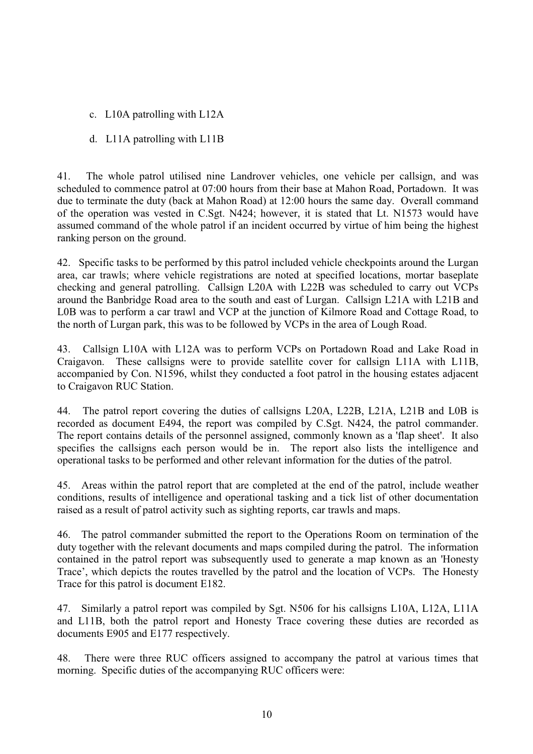c. L10A patrolling with L12A

d. L11A patrolling with L11B

41. The whole patrol utilised nine Landrover vehicles, one vehicle per callsign, and was scheduled to commence patrol at 07:00 hours from their base at Mahon Road, Portadown. It was due to terminate the duty (back at Mahon Road) at 12:00 hours the same day. Overall command of the operation was vested in C.Sgt. N424; however, it is stated that Lt. N1573 would have assumed command of the whole patrol if an incident occurred by virtue of him being the highest ranking person on the ground.

42. Specific tasks to be performed by this patrol included vehicle checkpoints around the Lurgan area, car trawls; where vehicle registrations are noted at specified locations, mortar baseplate checking and general patrolling. Callsign L20A with L22B was scheduled to carry out VCPs around the Banbridge Road area to the south and east of Lurgan. Callsign L21A with L21B and L0B was to perform a car trawl and VCP at the junction of Kilmore Road and Cottage Road, to the north of Lurgan park, this was to be followed by VCPs in the area of Lough Road.

43. Callsign L10A with L12A was to perform VCPs on Portadown Road and Lake Road in Craigavon. These callsigns were to provide satellite cover for callsign L11A with L11B, accompanied by Con. N1596, whilst they conducted a foot patrol in the housing estates adjacent to Craigavon RUC Station.

44. The patrol report covering the duties of callsigns L20A, L22B, L21A, L21B and L0B is recorded as document E494, the report was compiled by C.Sgt. N424, the patrol commander. The report contains details of the personnel assigned, commonly known as a 'flap sheet'. It also specifies the callsigns each person would be in. The report also lists the intelligence and operational tasks to be performed and other relevant information for the duties of the patrol.

45. Areas within the patrol report that are completed at the end of the patrol, include weather conditions, results of intelligence and operational tasking and a tick list of other documentation raised as a result of patrol activity such as sighting reports, car trawls and maps.

46. The patrol commander submitted the report to the Operations Room on termination of the duty together with the relevant documents and maps compiled during the patrol. The information contained in the patrol report was subsequently used to generate a map known as an 'Honesty Trace', which depicts the routes travelled by the patrol and the location of VCPs. The Honesty Trace for this patrol is document E182.

47. Similarly a patrol report was compiled by Sgt. N506 for his callsigns L10A, L12A, L11A and L11B, both the patrol report and Honesty Trace covering these duties are recorded as documents E905 and E177 respectively.

48. There were three RUC officers assigned to accompany the patrol at various times that morning. Specific duties of the accompanying RUC officers were: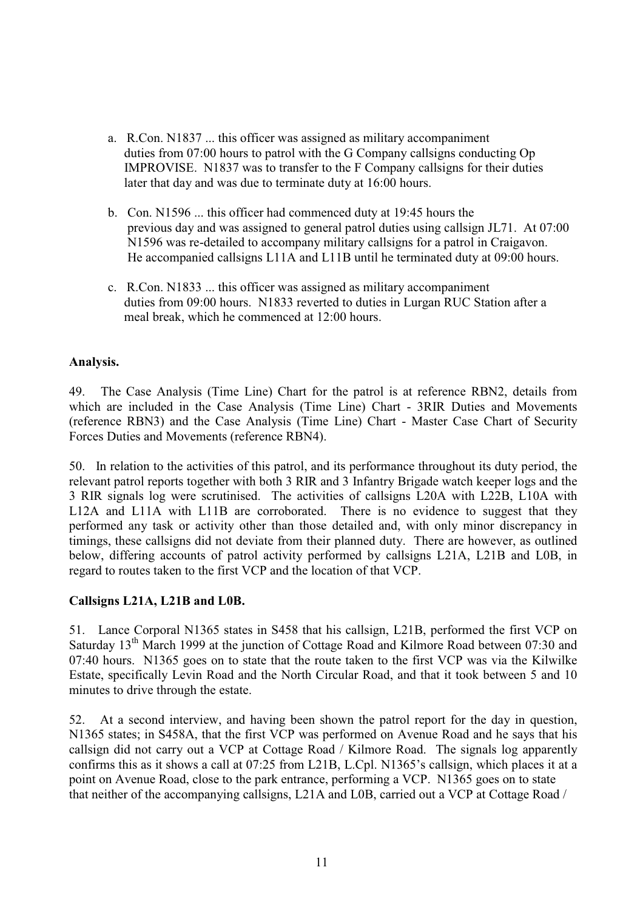a. R.Con. N1837 ... this officer was assigned as military accompaniment duties from 07:00 hours to patrol with the G Company callsigns conducting Op IMPROVISE. N1837 was to transfer to the F Company callsigns for their duties later that day and was due to terminate duty at 16:00 hours.

b. Con. N1596 ... this officer had commenced duty at 19:45 hours the previous day and was assigned to general patrol duties using callsign JL71. At 07:00 N1596 was re-detailed to accompany military callsigns for a patrol in Craigavon. He accompanied callsigns L11A and L11B until he terminated duty at 09:00 hours.

c. R.Con. N1833 ... this officer was assigned as military accompaniment duties from 09:00 hours. N1833 reverted to duties in Lurgan RUC Station after a meal break, which he commenced at 12:00 hours.

**Analysis.**

49. The Case Analysis (Time Line) Chart for the patrol is at reference RBN2, details from which are included in the Case Analysis (Time Line) Chart - 3RIR Duties and Movements (reference RBN3) and the Case Analysis (Time Line) Chart - Master Case Chart of Security Forces Duties and Movements (reference RBN4).

50. In relation to the activities of this patrol, and its performance throughout its duty period, the relevant patrol reports together with both 3 RIR and 3 Infantry Brigade watch keeper logs and the 3 RIR signals log were scrutinised. The activities of callsigns L20A with L22B, L10A with L12A and L11A with L11B are corroborated. There is no evidence to suggest that they performed any task or activity other than those detailed and, with only minor discrepancy in timings, these callsigns did not deviate from their planned duty. There are however, as outlined below, differing accounts of patrol activity performed by callsigns L21A, L21B and L0B, in regard to routes taken to the first VCP and the location of that VCP.

**Callsigns L21A, L21B and L0B.**

51. Lance Corporal N1365 states in S458 that his callsign, L21B, performed the first VCP on Saturday 13th March 1999 at the junction of Cottage Road and Kilmore Road between 07:30 and 07:40 hours. N1365 goes on to state that the route taken to the first VCP was via the Kilwilke Estate, specifically Levin Road and the North Circular Road, and that it took between 5 and 10 minutes to drive through the estate.

52. At a second interview, and having been shown the patrol report for the day in question, N1365 states; in S458A, that the first VCP was performed on Avenue Road and he says that his callsign did not carry out a VCP at Cottage Road / Kilmore Road. The signals log apparently confirms this as it shows a call at 07:25 from L21B, L.Cpl. N1365's callsign, which places it at a point on Avenue Road, close to the park entrance, performing a VCP. N1365 goes on to state that neither of the accompanying callsigns, L21A and L0B, carried out a VCP at Cottage Road /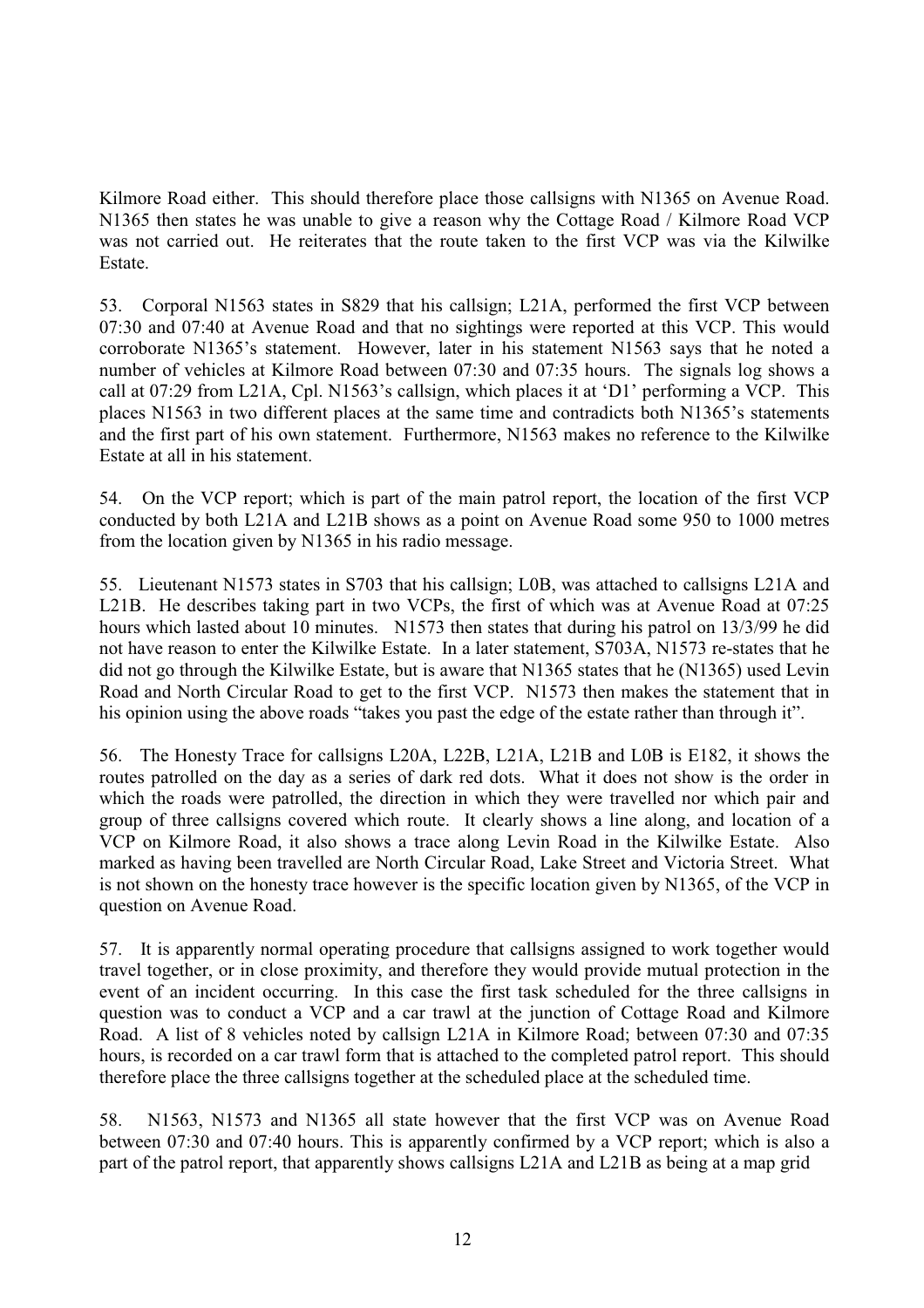Kilmore Road either. This should therefore place those callsigns with N1365 on Avenue Road. N1365 then states he was unable to give a reason why the Cottage Road / Kilmore Road VCP was not carried out. He reiterates that the route taken to the first VCP was via the Kilwilke Estate.

53. Corporal N1563 states in S829 that his callsign; L21A, performed the first VCP between 07:30 and 07:40 at Avenue Road and that no sightings were reported at this VCP. This would corroborate N1365's statement. However, later in his statement N1563 says that he noted a number of vehicles at Kilmore Road between 07:30 and 07:35 hours. The signals log shows a call at 07:29 from L21A, Cpl. N1563's callsign, which places it at 'D1' performing a VCP. This places N1563 in two different places at the same time and contradicts both N1365's statements and the first part of his own statement. Furthermore, N1563 makes no reference to the Kilwilke Estate at all in his statement.

54. On the VCP report; which is part of the main patrol report, the location of the first VCP conducted by both L21A and L21B shows as a point on Avenue Road some 950 to 1000 metres from the location given by N1365 in his radio message.

55. Lieutenant N1573 states in S703 that his callsign; L0B, was attached to callsigns L21A and L21B. He describes taking part in two VCPs, the first of which was at Avenue Road at 07:25 hours which lasted about 10 minutes. N1573 then states that during his patrol on 13/3/99 he did not have reason to enter the Kilwilke Estate. In a later statement, S703A, N1573 re-states that he did not go through the Kilwilke Estate, but is aware that N1365 states that he (N1365) used Levin Road and North Circular Road to get to the first VCP. N1573 then makes the statement that in his opinion using the above roads "takes you past the edge of the estate rather than through it".

56. The Honesty Trace for callsigns L20A, L22B, L21A, L21B and L0B is E182, it shows the routes patrolled on the day as a series of dark red dots. What it does not show is the order in which the roads were patrolled, the direction in which they were travelled nor which pair and group of three callsigns covered which route. It clearly shows a line along, and location of a VCP on Kilmore Road, it also shows a trace along Levin Road in the Kilwilke Estate. Also marked as having been travelled are North Circular Road, Lake Street and Victoria Street. What is not shown on the honesty trace however is the specific location given by N1365, of the VCP in question on Avenue Road.

57. It is apparently normal operating procedure that callsigns assigned to work together would travel together, or in close proximity, and therefore they would provide mutual protection in the event of an incident occurring. In this case the first task scheduled for the three callsigns in question was to conduct a VCP and a car trawl at the junction of Cottage Road and Kilmore Road. A list of 8 vehicles noted by callsign L21A in Kilmore Road; between 07:30 and 07:35 hours, is recorded on a car trawl form that is attached to the completed patrol report. This should therefore place the three callsigns together at the scheduled place at the scheduled time.

58. N1563, N1573 and N1365 all state however that the first VCP was on Avenue Road between 07:30 and 07:40 hours. This is apparently confirmed by a VCP report; which is also a part of the patrol report, that apparently shows callsigns L21A and L21B as being at a map grid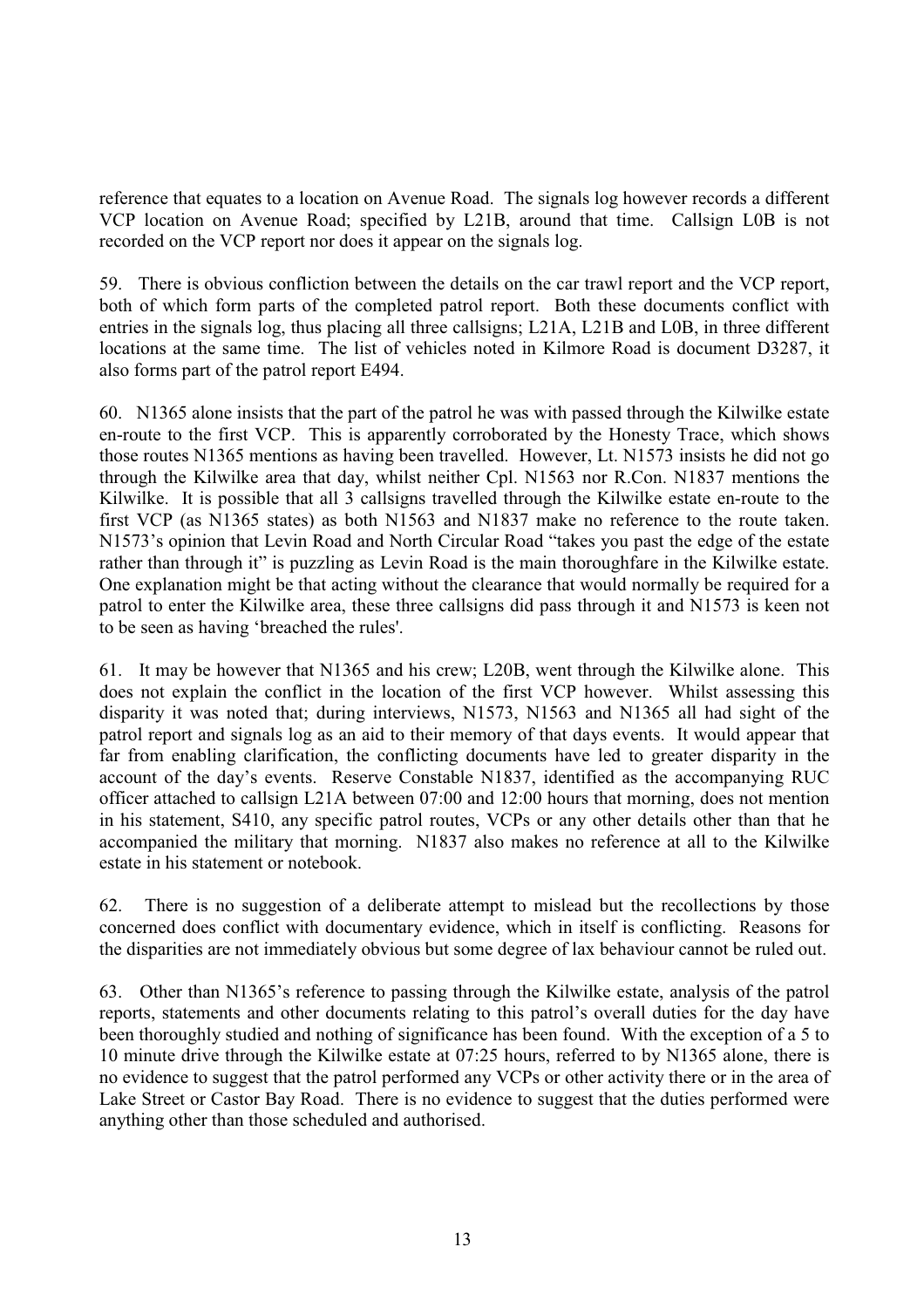reference that equates to a location on Avenue Road. The signals log however records a different VCP location on Avenue Road; specified by L21B, around that time. Callsign L0B is not recorded on the VCP report nor does it appear on the signals log.

59. There is obvious confliction between the details on the car trawl report and the VCP report, both of which form parts of the completed patrol report. Both these documents conflict with entries in the signals log, thus placing all three callsigns; L21A, L21B and L0B, in three different locations at the same time. The list of vehicles noted in Kilmore Road is document D3287, it also forms part of the patrol report E494.

60. N1365 alone insists that the part of the patrol he was with passed through the Kilwilke estate en-route to the first VCP. This is apparently corroborated by the Honesty Trace, which shows those routes N1365 mentions as having been travelled. However, Lt. N1573 insists he did not go through the Kilwilke area that day, whilst neither Cpl. N1563 nor R.Con. N1837 mentions the Kilwilke. It is possible that all 3 callsigns travelled through the Kilwilke estate en-route to the first VCP (as N1365 states) as both N1563 and N1837 make no reference to the route taken. N1573's opinion that Levin Road and North Circular Road "takes you past the edge of the estate rather than through it" is puzzling as Levin Road is the main thoroughfare in the Kilwilke estate. One explanation might be that acting without the clearance that would normally be required for a patrol to enter the Kilwilke area, these three callsigns did pass through it and N1573 is keen not to be seen as having 'breached the rules'.

61. It may be however that N1365 and his crew; L20B, went through the Kilwilke alone. This does not explain the conflict in the location of the first VCP however. Whilst assessing this disparity it was noted that; during interviews, N1573, N1563 and N1365 all had sight of the patrol report and signals log as an aid to their memory of that days events. It would appear that far from enabling clarification, the conflicting documents have led to greater disparity in the account of the day's events. Reserve Constable N1837, identified as the accompanying RUC officer attached to callsign L21A between 07:00 and 12:00 hours that morning, does not mention in his statement, S410, any specific patrol routes, VCPs or any other details other than that he accompanied the military that morning. N1837 also makes no reference at all to the Kilwilke estate in his statement or notebook.

62. There is no suggestion of a deliberate attempt to mislead but the recollections by those concerned does conflict with documentary evidence, which in itself is conflicting. Reasons for the disparities are not immediately obvious but some degree of lax behaviour cannot be ruled out.

63. Other than N1365's reference to passing through the Kilwilke estate, analysis of the patrol reports, statements and other documents relating to this patrol's overall duties for the day have been thoroughly studied and nothing of significance has been found. With the exception of a 5 to 10 minute drive through the Kilwilke estate at 07:25 hours, referred to by N1365 alone, there is no evidence to suggest that the patrol performed any VCPs or other activity there or in the area of Lake Street or Castor Bay Road. There is no evidence to suggest that the duties performed were anything other than those scheduled and authorised.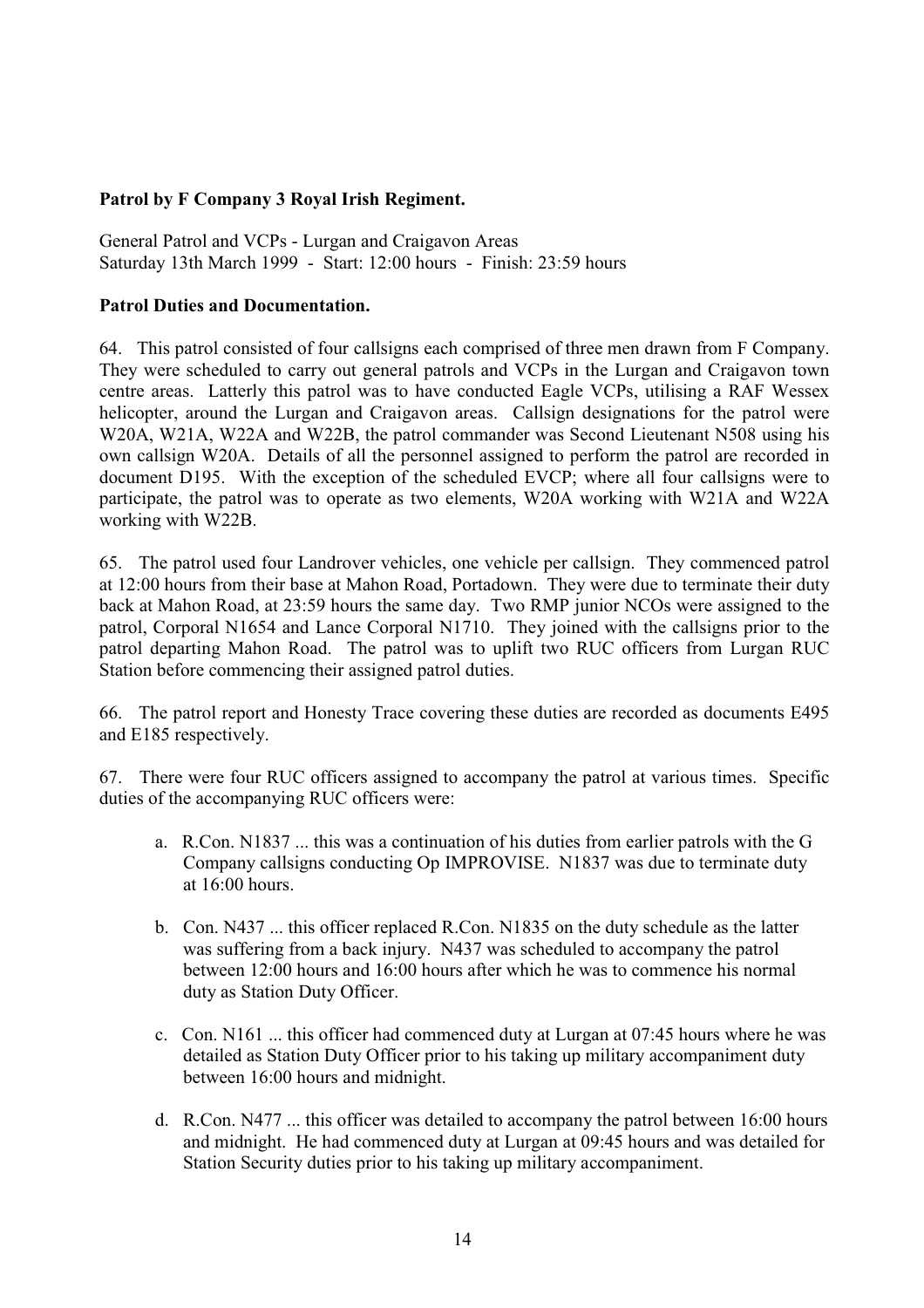**Patrol by F Company 3 Royal Irish Regiment.**

General Patrol and VCPs - Lurgan and Craigavon Areas
Saturday 13th March 1999 - Start: 12:00 hours - Finish: 23:59 hours

**Patrol Duties and Documentation.**

64. This patrol consisted of four callsigns each comprised of three men drawn from F Company. They were scheduled to carry out general patrols and VCPs in the Lurgan and Craigavon town centre areas. Latterly this patrol was to have conducted Eagle VCPs, utilising a RAF Wessex helicopter, around the Lurgan and Craigavon areas. Callsign designations for the patrol were W20A, W21A, W22A and W22B, the patrol commander was Second Lieutenant N508 using his own callsign W20A. Details of all the personnel assigned to perform the patrol are recorded in document D195. With the exception of the scheduled EVCP; where all four callsigns were to participate, the patrol was to operate as two elements, W20A working with W21A and W22A working with W22B.

65. The patrol used four Landrover vehicles, one vehicle per callsign. They commenced patrol at 12:00 hours from their base at Mahon Road, Portadown. They were due to terminate their duty back at Mahon Road, at 23:59 hours the same day. Two RMP junior NCOs were assigned to the patrol, Corporal N1654 and Lance Corporal N1710. They joined with the callsigns prior to the patrol departing Mahon Road. The patrol was to uplift two RUC officers from Lurgan RUC Station before commencing their assigned patrol duties.

66. The patrol report and Honesty Trace covering these duties are recorded as documents E495 and E185 respectively.

67. There were four RUC officers assigned to accompany the patrol at various times. Specific duties of the accompanying RUC officers were:

a. R.Con. N1837 ... this was a continuation of his duties from earlier patrols with the G Company callsigns conducting Op IMPROVISE. N1837 was due to terminate duty at 16:00 hours.

b. Con. N437 ... this officer replaced R.Con. N1835 on the duty schedule as the latter was suffering from a back injury. N437 was scheduled to accompany the patrol between 12:00 hours and 16:00 hours after which he was to commence his normal duty as Station Duty Officer.

c. Con. N161 ... this officer had commenced duty at Lurgan at 07:45 hours where he was detailed as Station Duty Officer prior to his taking up military accompaniment duty between 16:00 hours and midnight.

d. R.Con. N477 ... this officer was detailed to accompany the patrol between 16:00 hours and midnight. He had commenced duty at Lurgan at 09:45 hours and was detailed for Station Security duties prior to his taking up military accompaniment.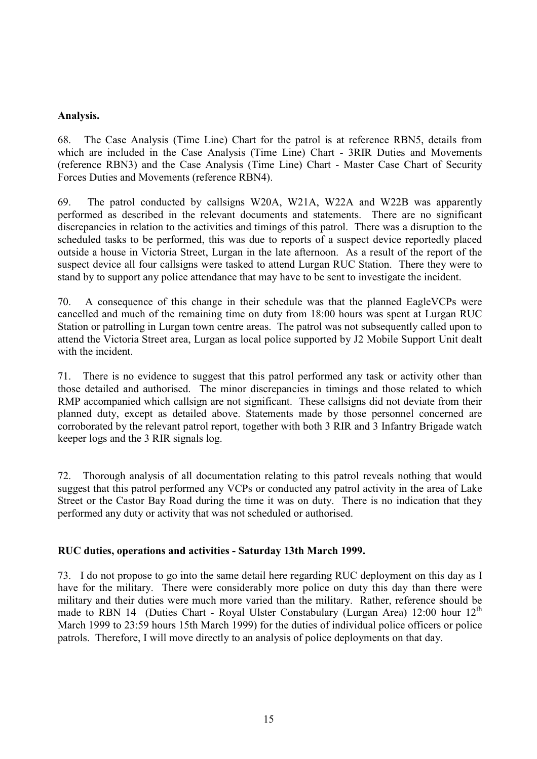**Analysis.**

68. The Case Analysis (Time Line) Chart for the patrol is at reference RBN5, details from which are included in the Case Analysis (Time Line) Chart - 3RIR Duties and Movements (reference RBN3) and the Case Analysis (Time Line) Chart - Master Case Chart of Security Forces Duties and Movements (reference RBN4).

69. The patrol conducted by callsigns W20A, W21A, W22A and W22B was apparently performed as described in the relevant documents and statements. There are no significant discrepancies in relation to the activities and timings of this patrol. There was a disruption to the scheduled tasks to be performed, this was due to reports of a suspect device reportedly placed outside a house in Victoria Street, Lurgan in the late afternoon. As a result of the report of the suspect device all four callsigns were tasked to attend Lurgan RUC Station. There they were to stand by to support any police attendance that may have to be sent to investigate the incident.

70. A consequence of this change in their schedule was that the planned EagleVCPs were cancelled and much of the remaining time on duty from 18:00 hours was spent at Lurgan RUC Station or patrolling in Lurgan town centre areas. The patrol was not subsequently called upon to attend the Victoria Street area, Lurgan as local police supported by J2 Mobile Support Unit dealt with the incident.

71. There is no evidence to suggest that this patrol performed any task or activity other than those detailed and authorised. The minor discrepancies in timings and those related to which RMP accompanied which callsign are not significant. These callsigns did not deviate from their planned duty, except as detailed above. Statements made by those personnel concerned are corroborated by the relevant patrol report, together with both 3 RIR and 3 Infantry Brigade watch keeper logs and the 3 RIR signals log.

72. Thorough analysis of all documentation relating to this patrol reveals nothing that would suggest that this patrol performed any VCPs or conducted any patrol activity in the area of Lake Street or the Castor Bay Road during the time it was on duty. There is no indication that they performed any duty or activity that was not scheduled or authorised.

**RUC duties, operations and activities - Saturday 13th March 1999.**

73. I do not propose to go into the same detail here regarding RUC deployment on this day as I have for the military. There were considerably more police on duty this day than there were military and their duties were much more varied than the military. Rather, reference should be made to RBN 14 (Duties Chart - Royal Ulster Constabulary (Lurgan Area) 12:00 hour 12th March 1999 to 23:59 hours 15th March 1999) for the duties of individual police officers or police patrols. Therefore, I will move directly to an analysis of police deployments on that day.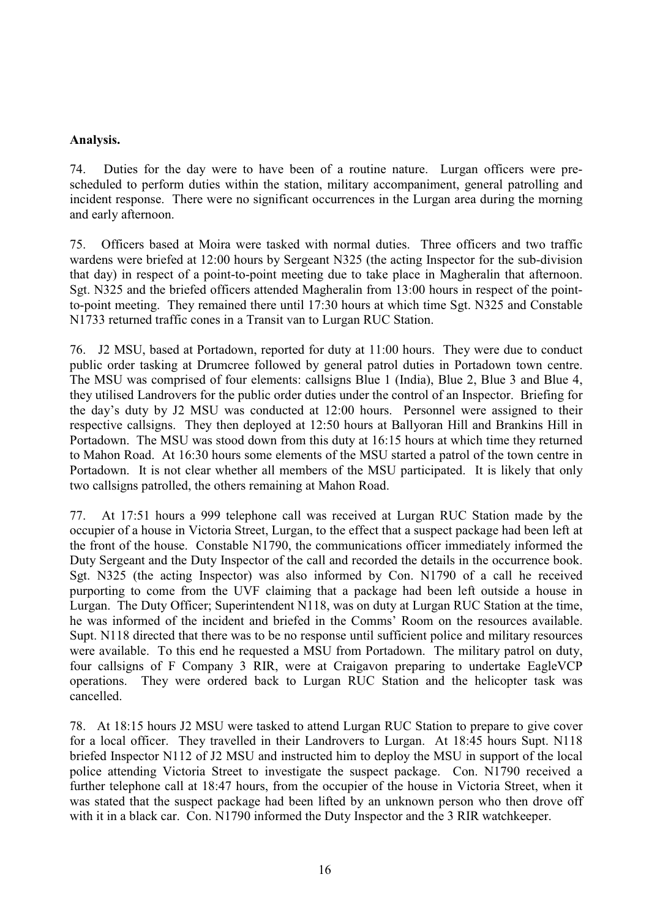**Analysis.**

74. Duties for the day were to have been of a routine nature. Lurgan officers were pre-scheduled to perform duties within the station, military accompaniment, general patrolling and incident response. There were no significant occurrences in the Lurgan area during the morning and early afternoon.

75. Officers based at Moira were tasked with normal duties. Three officers and two traffic wardens were briefed at 12:00 hours by Sergeant N325 (the acting Inspector for the sub-division that day) in respect of a point-to-point meeting due to take place in Magheralin that afternoon. Sgt. N325 and the briefed officers attended Magheralin from 13:00 hours in respect of the point-to-point meeting. They remained there until 17:30 hours at which time Sgt. N325 and Constable N1733 returned traffic cones in a Transit van to Lurgan RUC Station.

76. J2 MSU, based at Portadown, reported for duty at 11:00 hours. They were due to conduct public order tasking at Drumcree followed by general patrol duties in Portadown town centre. The MSU was comprised of four elements: callsigns Blue 1 (India), Blue 2, Blue 3 and Blue 4, they utilised Landrovers for the public order duties under the control of an Inspector. Briefing for the day's duty by J2 MSU was conducted at 12:00 hours. Personnel were assigned to their respective callsigns. They then deployed at 12:50 hours at Ballyoran Hill and Brankins Hill in Portadown. The MSU was stood down from this duty at 16:15 hours at which time they returned to Mahon Road. At 16:30 hours some elements of the MSU started a patrol of the town centre in Portadown. It is not clear whether all members of the MSU participated. It is likely that only two callsigns patrolled, the others remaining at Mahon Road.

77. At 17:51 hours a 999 telephone call was received at Lurgan RUC Station made by the occupier of a house in Victoria Street, Lurgan, to the effect that a suspect package had been left at the front of the house. Constable N1790, the communications officer immediately informed the Duty Sergeant and the Duty Inspector of the call and recorded the details in the occurrence book. Sgt. N325 (the acting Inspector) was also informed by Con. N1790 of a call he received purporting to come from the UVF claiming that a package had been left outside a house in Lurgan. The Duty Officer; Superintendent N118, was on duty at Lurgan RUC Station at the time, he was informed of the incident and briefed in the Comms' Room on the resources available. Supt. N118 directed that there was to be no response until sufficient police and military resources were available. To this end he requested a MSU from Portadown. The military patrol on duty, four callsigns of F Company 3 RIR, were at Craigavon preparing to undertake EagleVCP operations. They were ordered back to Lurgan RUC Station and the helicopter task was cancelled.

78. At 18:15 hours J2 MSU were tasked to attend Lurgan RUC Station to prepare to give cover for a local officer. They travelled in their Landrovers to Lurgan. At 18:45 hours Supt. N118 briefed Inspector N112 of J2 MSU and instructed him to deploy the MSU in support of the local police attending Victoria Street to investigate the suspect package. Con. N1790 received a further telephone call at 18:47 hours, from the occupier of the house in Victoria Street, when it was stated that the suspect package had been lifted by an unknown person who then drove off with it in a black car. Con. N1790 informed the Duty Inspector and the 3 RIR watchkeeper.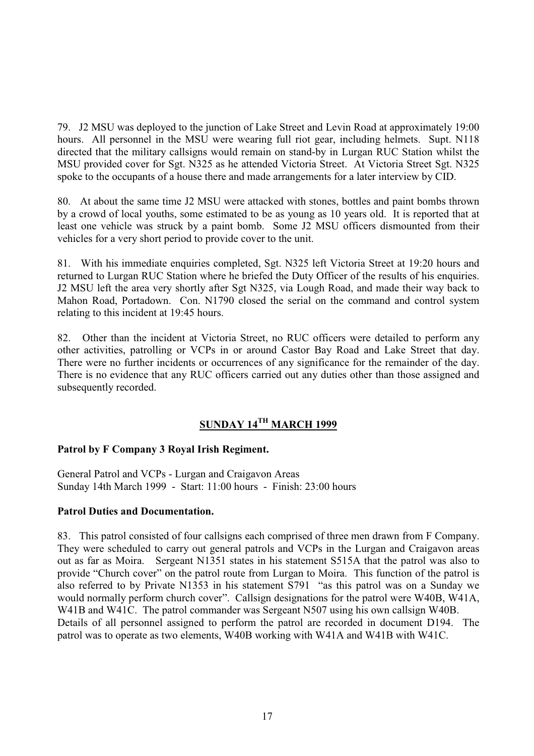79. J2 MSU was deployed to the junction of Lake Street and Levin Road at approximately 19:00 hours. All personnel in the MSU were wearing full riot gear, including helmets. Supt. N118 directed that the military callsigns would remain on stand-by in Lurgan RUC Station whilst the MSU provided cover for Sgt. N325 as he attended Victoria Street. At Victoria Street Sgt. N325 spoke to the occupants of a house there and made arrangements for a later interview by CID.

80. At about the same time J2 MSU were attacked with stones, bottles and paint bombs thrown by a crowd of local youths, some estimated to be as young as 10 years old. It is reported that at least one vehicle was struck by a paint bomb. Some J2 MSU officers dismounted from their vehicles for a very short period to provide cover to the unit.

81. With his immediate enquiries completed, Sgt. N325 left Victoria Street at 19:20 hours and returned to Lurgan RUC Station where he briefed the Duty Officer of the results of his enquiries. J2 MSU left the area very shortly after Sgt N325, via Lough Road, and made their way back to Mahon Road, Portadown. Con. N1790 closed the serial on the command and control system relating to this incident at 19:45 hours.

82. Other than the incident at Victoria Street, no RUC officers were detailed to perform any other activities, patrolling or VCPs in or around Castor Bay Road and Lake Street that day. There were no further incidents or occurrences of any significance for the remainder of the day. There is no evidence that any RUC officers carried out any duties other than those assigned and subsequently recorded.

## SUNDAY 14TH MARCH 1999

**Patrol by F Company 3 Royal Irish Regiment.**

General Patrol and VCPs - Lurgan and Craigavon Areas
Sunday 14th March 1999 - Start: 11:00 hours - Finish: 23:00 hours

**Patrol Duties and Documentation.**

83. This patrol consisted of four callsigns each comprised of three men drawn from F Company. They were scheduled to carry out general patrols and VCPs in the Lurgan and Craigavon areas out as far as Moira. Sergeant N1351 states in his statement S515A that the patrol was also to provide "Church cover" on the patrol route from Lurgan to Moira. This function of the patrol is also referred to by Private N1353 in his statement S791 "as this patrol was on a Sunday we would normally perform church cover". Callsign designations for the patrol were W40B, W41A, W41B and W41C. The patrol commander was Sergeant N507 using his own callsign W40B. Details of all personnel assigned to perform the patrol are recorded in document D194. The patrol was to operate as two elements, W40B working with W41A and W41B with W41C.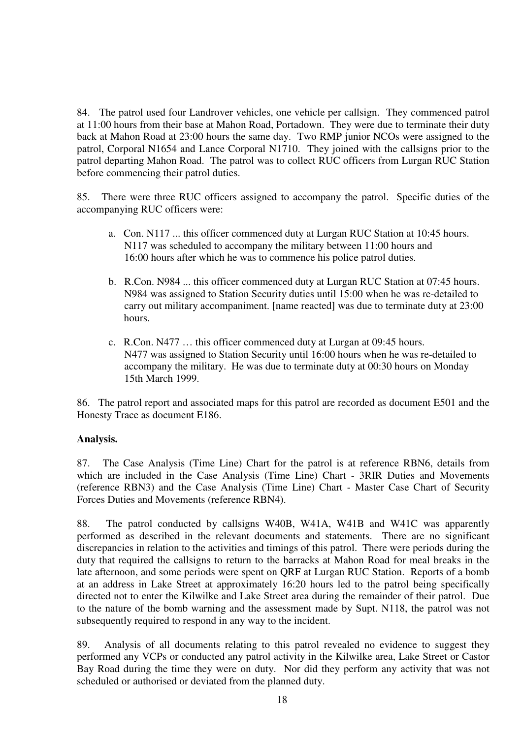84. The patrol used four Landrover vehicles, one vehicle per callsign. They commenced patrol at 11:00 hours from their base at Mahon Road, Portadown. They were due to terminate their duty back at Mahon Road at 23:00 hours the same day. Two RMP junior NCOs were assigned to the patrol, Corporal N1654 and Lance Corporal N1710. They joined with the callsigns prior to the patrol departing Mahon Road. The patrol was to collect RUC officers from Lurgan RUC Station before commencing their patrol duties.

85. There were three RUC officers assigned to accompany the patrol. Specific duties of the accompanying RUC officers were:

   a. Con. N117 ... this officer commenced duty at Lurgan RUC Station at 10:45 hours. N117 was scheduled to accompany the military between 11:00 hours and 16:00 hours after which he was to commence his police patrol duties.

   b. R.Con. N984 ... this officer commenced duty at Lurgan RUC Station at 07:45 hours. N984 was assigned to Station Security duties until 15:00 when he was re-detailed to carry out military accompaniment. [name reacted] was due to terminate duty at 23:00 hours.

   c. R.Con. N477 … this officer commenced duty at Lurgan at 09:45 hours. N477 was assigned to Station Security until 16:00 hours when he was re-detailed to accompany the military. He was due to terminate duty at 00:30 hours on Monday 15th March 1999.

86. The patrol report and associated maps for this patrol are recorded as document E501 and the Honesty Trace as document E186.

**Analysis.**

87. The Case Analysis (Time Line) Chart for the patrol is at reference RBN6, details from which are included in the Case Analysis (Time Line) Chart - 3RIR Duties and Movements (reference RBN3) and the Case Analysis (Time Line) Chart - Master Case Chart of Security Forces Duties and Movements (reference RBN4).

88. The patrol conducted by callsigns W40B, W41A, W41B and W41C was apparently performed as described in the relevant documents and statements. There are no significant discrepancies in relation to the activities and timings of this patrol. There were periods during the duty that required the callsigns to return to the barracks at Mahon Road for meal breaks in the late afternoon, and some periods were spent on QRF at Lurgan RUC Station. Reports of a bomb at an address in Lake Street at approximately 16:20 hours led to the patrol being specifically directed not to enter the Kilwilke and Lake Street area during the remainder of their patrol. Due to the nature of the bomb warning and the assessment made by Supt. N118, the patrol was not subsequently required to respond in any way to the incident.

89. Analysis of all documents relating to this patrol revealed no evidence to suggest they performed any VCPs or conducted any patrol activity in the Kilwilke area, Lake Street or Castor Bay Road during the time they were on duty. Nor did they perform any activity that was not scheduled or authorised or deviated from the planned duty.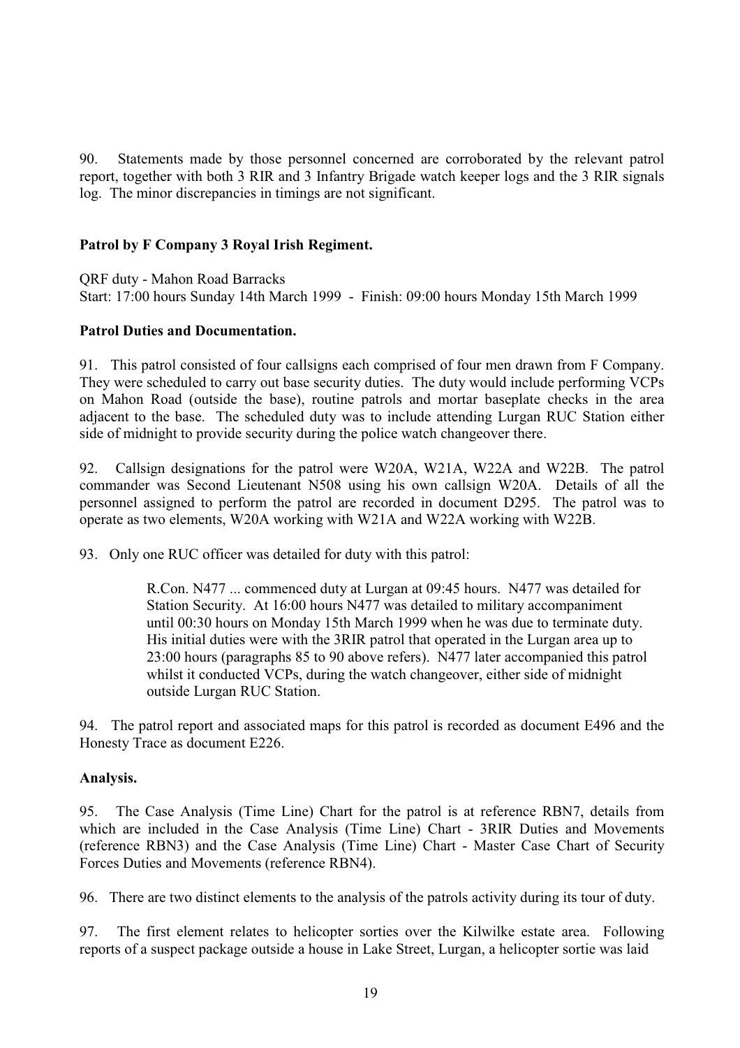90. Statements made by those personnel concerned are corroborated by the relevant patrol report, together with both 3 RIR and 3 Infantry Brigade watch keeper logs and the 3 RIR signals log. The minor discrepancies in timings are not significant.

**Patrol by F Company 3 Royal Irish Regiment.**

QRF duty - Mahon Road Barracks
Start: 17:00 hours Sunday 14th March 1999 - Finish: 09:00 hours Monday 15th March 1999

**Patrol Duties and Documentation.**

91. This patrol consisted of four callsigns each comprised of four men drawn from F Company. They were scheduled to carry out base security duties. The duty would include performing VCPs on Mahon Road (outside the base), routine patrols and mortar baseplate checks in the area adjacent to the base. The scheduled duty was to include attending Lurgan RUC Station either side of midnight to provide security during the police watch changeover there.

92. Callsign designations for the patrol were W20A, W21A, W22A and W22B. The patrol commander was Second Lieutenant N508 using his own callsign W20A. Details of all the personnel assigned to perform the patrol are recorded in document D295. The patrol was to operate as two elements, W20A working with W21A and W22A working with W22B.

93. Only one RUC officer was detailed for duty with this patrol:

> R.Con. N477 ... commenced duty at Lurgan at 09:45 hours. N477 was detailed for Station Security. At 16:00 hours N477 was detailed to military accompaniment until 00:30 hours on Monday 15th March 1999 when he was due to terminate duty. His initial duties were with the 3RIR patrol that operated in the Lurgan area up to 23:00 hours (paragraphs 85 to 90 above refers). N477 later accompanied this patrol whilst it conducted VCPs, during the watch changeover, either side of midnight outside Lurgan RUC Station.

94. The patrol report and associated maps for this patrol is recorded as document E496 and the Honesty Trace as document E226.

**Analysis.**

95. The Case Analysis (Time Line) Chart for the patrol is at reference RBN7, details from which are included in the Case Analysis (Time Line) Chart - 3RIR Duties and Movements (reference RBN3) and the Case Analysis (Time Line) Chart - Master Case Chart of Security Forces Duties and Movements (reference RBN4).

96. There are two distinct elements to the analysis of the patrols activity during its tour of duty.

97. The first element relates to helicopter sorties over the Kilwilke estate area. Following reports of a suspect package outside a house in Lake Street, Lurgan, a helicopter sortie was laid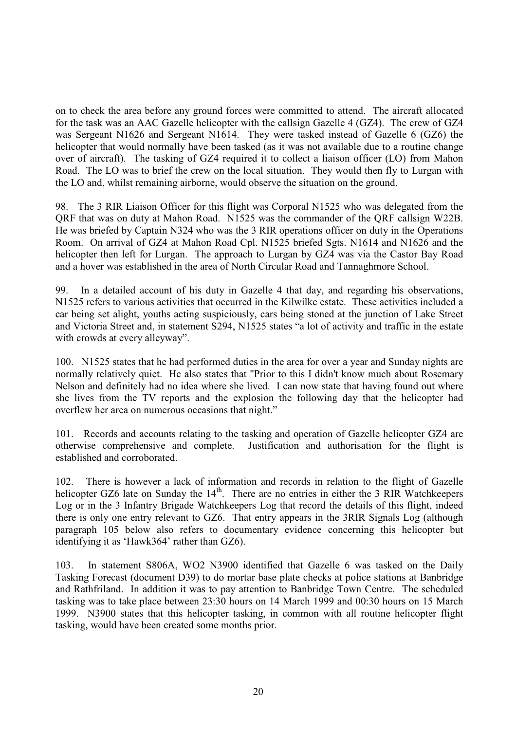on to check the area before any ground forces were committed to attend. The aircraft allocated for the task was an AAC Gazelle helicopter with the callsign Gazelle 4 (GZ4). The crew of GZ4 was Sergeant N1626 and Sergeant N1614. They were tasked instead of Gazelle 6 (GZ6) the helicopter that would normally have been tasked (as it was not available due to a routine change over of aircraft). The tasking of GZ4 required it to collect a liaison officer (LO) from Mahon Road. The LO was to brief the crew on the local situation. They would then fly to Lurgan with the LO and, whilst remaining airborne, would observe the situation on the ground.

98. The 3 RIR Liaison Officer for this flight was Corporal N1525 who was delegated from the QRF that was on duty at Mahon Road. N1525 was the commander of the QRF callsign W22B. He was briefed by Captain N324 who was the 3 RIR operations officer on duty in the Operations Room. On arrival of GZ4 at Mahon Road Cpl. N1525 briefed Sgts. N1614 and N1626 and the helicopter then left for Lurgan. The approach to Lurgan by GZ4 was via the Castor Bay Road and a hover was established in the area of North Circular Road and Tannaghmore School.

99. In a detailed account of his duty in Gazelle 4 that day, and regarding his observations, N1525 refers to various activities that occurred in the Kilwilke estate. These activities included a car being set alight, youths acting suspiciously, cars being stoned at the junction of Lake Street and Victoria Street and, in statement S294, N1525 states "a lot of activity and traffic in the estate with crowds at every alleyway".

100. N1525 states that he had performed duties in the area for over a year and Sunday nights are normally relatively quiet. He also states that "Prior to this I didn't know much about Rosemary Nelson and definitely had no idea where she lived. I can now state that having found out where she lives from the TV reports and the explosion the following day that the helicopter had overflew her area on numerous occasions that night."

101. Records and accounts relating to the tasking and operation of Gazelle helicopter GZ4 are otherwise comprehensive and complete. Justification and authorisation for the flight is established and corroborated.

102. There is however a lack of information and records in relation to the flight of Gazelle helicopter GZ6 late on Sunday the 14th. There are no entries in either the 3 RIR Watchkeepers Log or in the 3 Infantry Brigade Watchkeepers Log that record the details of this flight, indeed there is only one entry relevant to GZ6. That entry appears in the 3RIR Signals Log (although paragraph 105 below also refers to documentary evidence concerning this helicopter but identifying it as 'Hawk364' rather than GZ6).

103. In statement S806A, WO2 N3900 identified that Gazelle 6 was tasked on the Daily Tasking Forecast (document D39) to do mortar base plate checks at police stations at Banbridge and Rathfriland. In addition it was to pay attention to Banbridge Town Centre. The scheduled tasking was to take place between 23:30 hours on 14 March 1999 and 00:30 hours on 15 March 1999. N3900 states that this helicopter tasking, in common with all routine helicopter flight tasking, would have been created some months prior.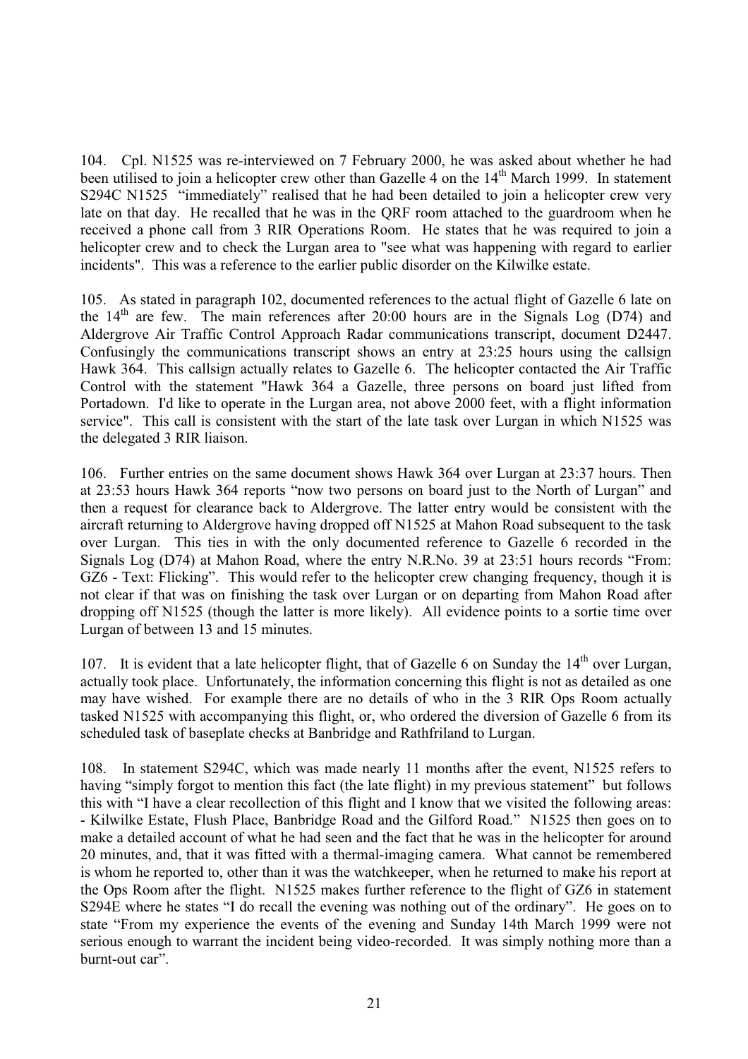104. Cpl. N1525 was re-interviewed on 7 February 2000, he was asked about whether he had been utilised to join a helicopter crew other than Gazelle 4 on the 14th March 1999. In statement S294C N1525 "immediately" realised that he had been detailed to join a helicopter crew very late on that day. He recalled that he was in the QRF room attached to the guardroom when he received a phone call from 3 RIR Operations Room. He states that he was required to join a helicopter crew and to check the Lurgan area to "see what was happening with regard to earlier incidents". This was a reference to the earlier public disorder on the Kilwilke estate.

105. As stated in paragraph 102, documented references to the actual flight of Gazelle 6 late on the 14th are few. The main references after 20:00 hours are in the Signals Log (D74) and Aldergrove Air Traffic Control Approach Radar communications transcript, document D2447. Confusingly the communications transcript shows an entry at 23:25 hours using the callsign Hawk 364. This callsign actually relates to Gazelle 6. The helicopter contacted the Air Traffic Control with the statement "Hawk 364 a Gazelle, three persons on board just lifted from Portadown. I'd like to operate in the Lurgan area, not above 2000 feet, with a flight information service". This call is consistent with the start of the late task over Lurgan in which N1525 was the delegated 3 RIR liaison.

106. Further entries on the same document shows Hawk 364 over Lurgan at 23:37 hours. Then at 23:53 hours Hawk 364 reports "now two persons on board just to the North of Lurgan" and then a request for clearance back to Aldergrove. The latter entry would be consistent with the aircraft returning to Aldergrove having dropped off N1525 at Mahon Road subsequent to the task over Lurgan. This ties in with the only documented reference to Gazelle 6 recorded in the Signals Log (D74) at Mahon Road, where the entry N.R.No. 39 at 23:51 hours records "From: GZ6 - Text: Flicking". This would refer to the helicopter crew changing frequency, though it is not clear if that was on finishing the task over Lurgan or on departing from Mahon Road after dropping off N1525 (though the latter is more likely). All evidence points to a sortie time over Lurgan of between 13 and 15 minutes.

107. It is evident that a late helicopter flight, that of Gazelle 6 on Sunday the 14th over Lurgan, actually took place. Unfortunately, the information concerning this flight is not as detailed as one may have wished. For example there are no details of who in the 3 RIR Ops Room actually tasked N1525 with accompanying this flight, or, who ordered the diversion of Gazelle 6 from its scheduled task of baseplate checks at Banbridge and Rathfriland to Lurgan.

108. In statement S294C, which was made nearly 11 months after the event, N1525 refers to having "simply forgot to mention this fact (the late flight) in my previous statement" but follows this with "I have a clear recollection of this flight and I know that we visited the following areas: - Kilwilke Estate, Flush Place, Banbridge Road and the Gilford Road." N1525 then goes on to make a detailed account of what he had seen and the fact that he was in the helicopter for around 20 minutes, and, that it was fitted with a thermal-imaging camera. What cannot be remembered is whom he reported to, other than it was the watchkeeper, when he returned to make his report at the Ops Room after the flight. N1525 makes further reference to the flight of GZ6 in statement S294E where he states "I do recall the evening was nothing out of the ordinary". He goes on to state "From my experience the events of the evening and Sunday 14th March 1999 were not serious enough to warrant the incident being video-recorded. It was simply nothing more than a burnt-out car".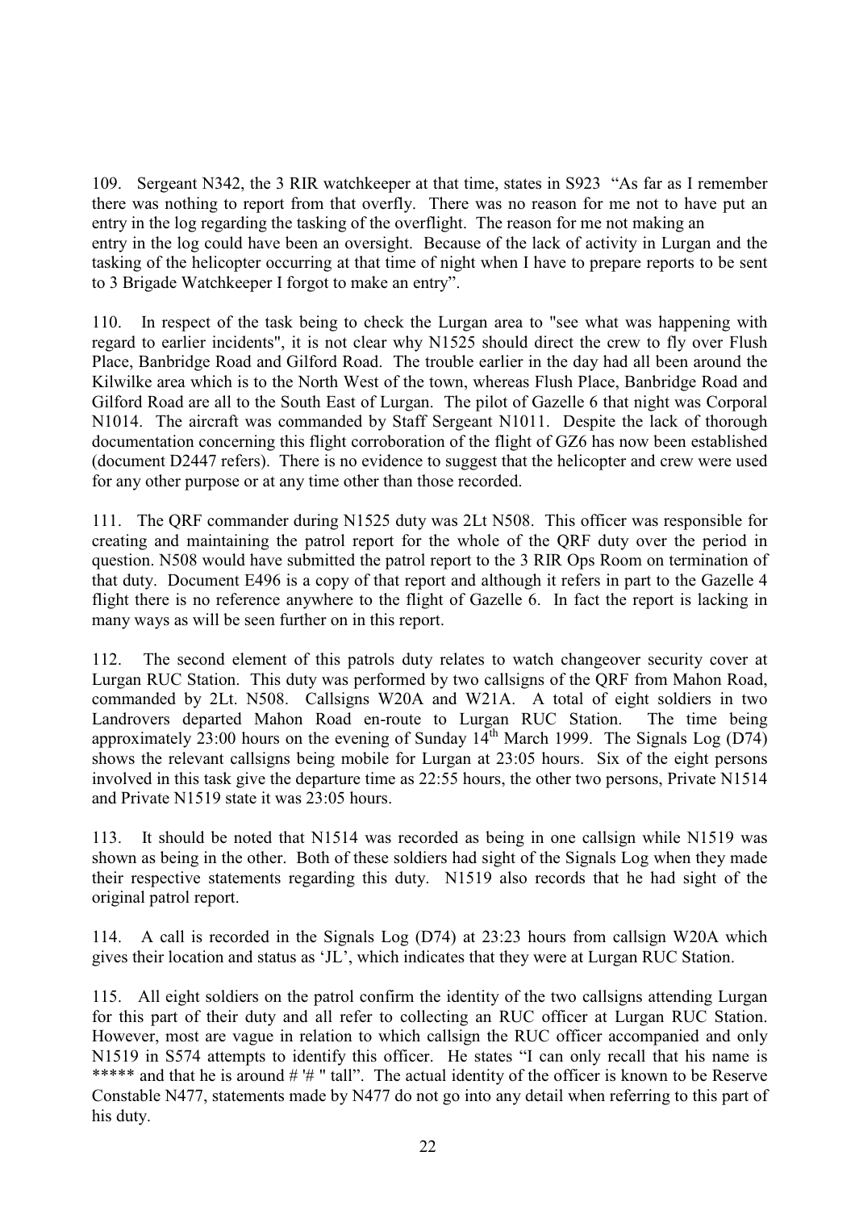109. Sergeant N342, the 3 RIR watchkeeper at that time, states in S923 "As far as I remember there was nothing to report from that overfly. There was no reason for me not to have put an entry in the log regarding the tasking of the overflight. The reason for me not making an entry in the log could have been an oversight. Because of the lack of activity in Lurgan and the tasking of the helicopter occurring at that time of night when I have to prepare reports to be sent to 3 Brigade Watchkeeper I forgot to make an entry".

110. In respect of the task being to check the Lurgan area to "see what was happening with regard to earlier incidents", it is not clear why N1525 should direct the crew to fly over Flush Place, Banbridge Road and Gilford Road. The trouble earlier in the day had all been around the Kilwilke area which is to the North West of the town, whereas Flush Place, Banbridge Road and Gilford Road are all to the South East of Lurgan. The pilot of Gazelle 6 that night was Corporal N1014. The aircraft was commanded by Staff Sergeant N1011. Despite the lack of thorough documentation concerning this flight corroboration of the flight of GZ6 has now been established (document D2447 refers). There is no evidence to suggest that the helicopter and crew were used for any other purpose or at any time other than those recorded.

111. The QRF commander during N1525 duty was 2Lt N508. This officer was responsible for creating and maintaining the patrol report for the whole of the QRF duty over the period in question. N508 would have submitted the patrol report to the 3 RIR Ops Room on termination of that duty. Document E496 is a copy of that report and although it refers in part to the Gazelle 4 flight there is no reference anywhere to the flight of Gazelle 6. In fact the report is lacking in many ways as will be seen further on in this report.

112. The second element of this patrols duty relates to watch changeover security cover at Lurgan RUC Station. This duty was performed by two callsigns of the QRF from Mahon Road, commanded by 2Lt. N508. Callsigns W20A and W21A. A total of eight soldiers in two Landrovers departed Mahon Road en-route to Lurgan RUC Station. The time being approximately 23:00 hours on the evening of Sunday 14th March 1999. The Signals Log (D74) shows the relevant callsigns being mobile for Lurgan at 23:05 hours. Six of the eight persons involved in this task give the departure time as 22:55 hours, the other two persons, Private N1514 and Private N1519 state it was 23:05 hours.

113. It should be noted that N1514 was recorded as being in one callsign while N1519 was shown as being in the other. Both of these soldiers had sight of the Signals Log when they made their respective statements regarding this duty. N1519 also records that he had sight of the original patrol report.

114. A call is recorded in the Signals Log (D74) at 23:23 hours from callsign W20A which gives their location and status as 'JL', which indicates that they were at Lurgan RUC Station.

115. All eight soldiers on the patrol confirm the identity of the two callsigns attending Lurgan for this part of their duty and all refer to collecting an RUC officer at Lurgan RUC Station. However, most are vague in relation to which callsign the RUC officer accompanied and only N1519 in S574 attempts to identify this officer. He states "I can only recall that his name is ***** and that he is around # '# " tall". The actual identity of the officer is known to be Reserve Constable N477, statements made by N477 do not go into any detail when referring to this part of his duty.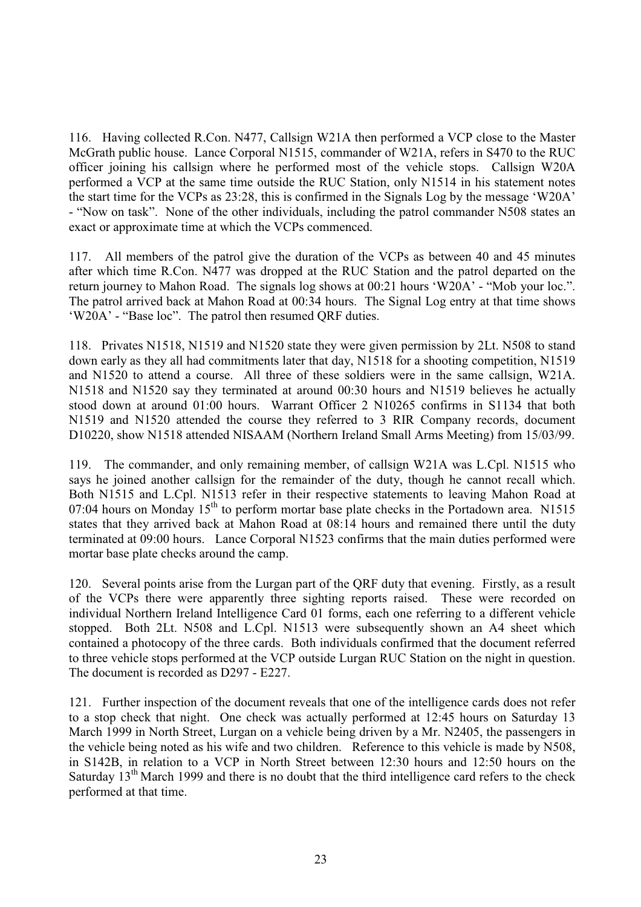116. Having collected R.Con. N477, Callsign W21A then performed a VCP close to the Master McGrath public house. Lance Corporal N1515, commander of W21A, refers in S470 to the RUC officer joining his callsign where he performed most of the vehicle stops. Callsign W20A performed a VCP at the same time outside the RUC Station, only N1514 in his statement notes the start time for the VCPs as 23:28, this is confirmed in the Signals Log by the message 'W20A' - "Now on task". None of the other individuals, including the patrol commander N508 states an exact or approximate time at which the VCPs commenced.

117. All members of the patrol give the duration of the VCPs as between 40 and 45 minutes after which time R.Con. N477 was dropped at the RUC Station and the patrol departed on the return journey to Mahon Road. The signals log shows at 00:21 hours 'W20A' - "Mob your loc.". The patrol arrived back at Mahon Road at 00:34 hours. The Signal Log entry at that time shows 'W20A' - "Base loc". The patrol then resumed QRF duties.

118. Privates N1518, N1519 and N1520 state they were given permission by 2Lt. N508 to stand down early as they all had commitments later that day, N1518 for a shooting competition, N1519 and N1520 to attend a course. All three of these soldiers were in the same callsign, W21A. N1518 and N1520 say they terminated at around 00:30 hours and N1519 believes he actually stood down at around 01:00 hours. Warrant Officer 2 N10265 confirms in S1134 that both N1519 and N1520 attended the course they referred to 3 RIR Company records, document D10220, show N1518 attended NISAAM (Northern Ireland Small Arms Meeting) from 15/03/99.

119. The commander, and only remaining member, of callsign W21A was L.Cpl. N1515 who says he joined another callsign for the remainder of the duty, though he cannot recall which. Both N1515 and L.Cpl. N1513 refer in their respective statements to leaving Mahon Road at 07:04 hours on Monday 15th to perform mortar base plate checks in the Portadown area. N1515 states that they arrived back at Mahon Road at 08:14 hours and remained there until the duty terminated at 09:00 hours. Lance Corporal N1523 confirms that the main duties performed were mortar base plate checks around the camp.

120. Several points arise from the Lurgan part of the QRF duty that evening. Firstly, as a result of the VCPs there were apparently three sighting reports raised. These were recorded on individual Northern Ireland Intelligence Card 01 forms, each one referring to a different vehicle stopped. Both 2Lt. N508 and L.Cpl. N1513 were subsequently shown an A4 sheet which contained a photocopy of the three cards. Both individuals confirmed that the document referred to three vehicle stops performed at the VCP outside Lurgan RUC Station on the night in question. The document is recorded as D297 - E227.

121. Further inspection of the document reveals that one of the intelligence cards does not refer to a stop check that night. One check was actually performed at 12:45 hours on Saturday 13 March 1999 in North Street, Lurgan on a vehicle being driven by a Mr. N2405, the passengers in the vehicle being noted as his wife and two children. Reference to this vehicle is made by N508, in S142B, in relation to a VCP in North Street between 12:30 hours and 12:50 hours on the Saturday 13th March 1999 and there is no doubt that the third intelligence card refers to the check performed at that time.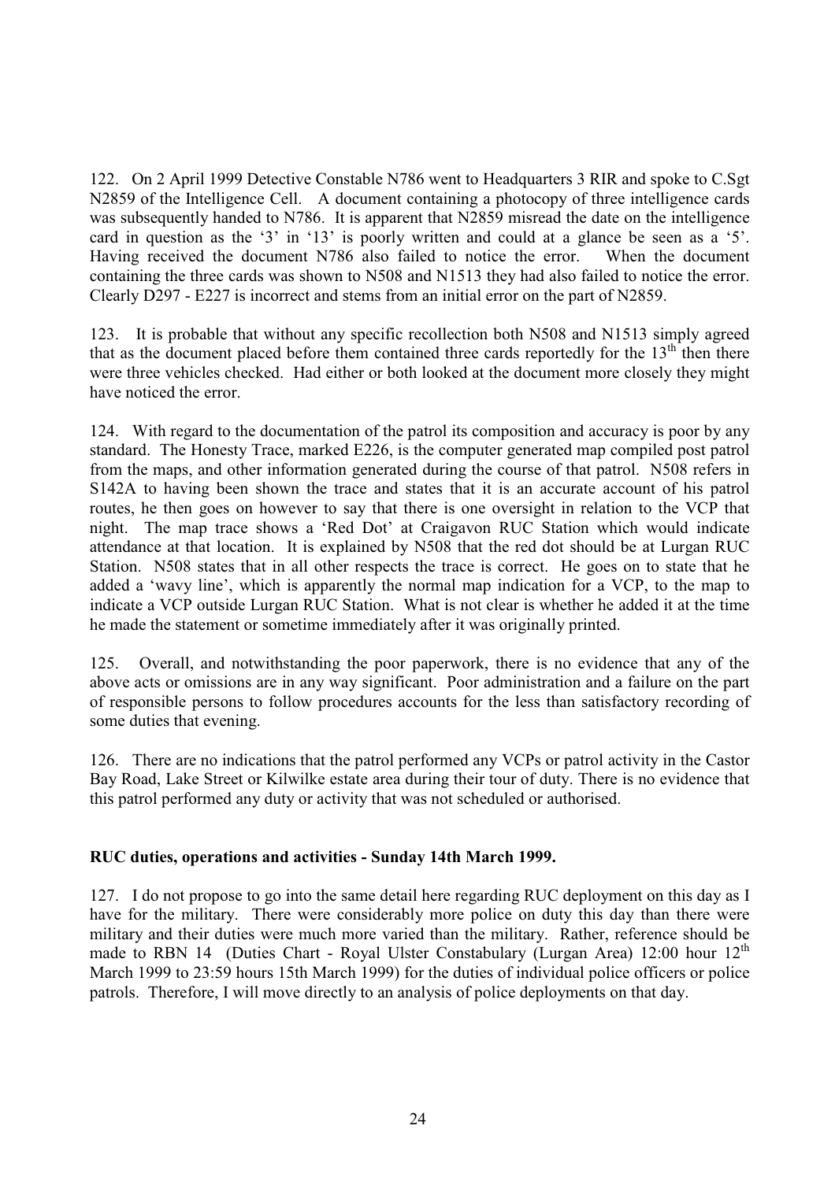122. On 2 April 1999 Detective Constable N786 went to Headquarters 3 RIR and spoke to C.Sgt N2859 of the Intelligence Cell. A document containing a photocopy of three intelligence cards was subsequently handed to N786. It is apparent that N2859 misread the date on the intelligence card in question as the '3' in '13' is poorly written and could at a glance be seen as a '5'. Having received the document N786 also failed to notice the error. When the document containing the three cards was shown to N508 and N1513 they had also failed to notice the error. Clearly D297 - E227 is incorrect and stems from an initial error on the part of N2859.

123. It is probable that without any specific recollection both N508 and N1513 simply agreed that as the document placed before them contained three cards reportedly for the 13th then there were three vehicles checked. Had either or both looked at the document more closely they might have noticed the error.

124. With regard to the documentation of the patrol its composition and accuracy is poor by any standard. The Honesty Trace, marked E226, is the computer generated map compiled post patrol from the maps, and other information generated during the course of that patrol. N508 refers in S142A to having been shown the trace and states that it is an accurate account of his patrol routes, he then goes on however to say that there is one oversight in relation to the VCP that night. The map trace shows a 'Red Dot' at Craigavon RUC Station which would indicate attendance at that location. It is explained by N508 that the red dot should be at Lurgan RUC Station. N508 states that in all other respects the trace is correct. He goes on to state that he added a 'wavy line', which is apparently the normal map indication for a VCP, to the map to indicate a VCP outside Lurgan RUC Station. What is not clear is whether he added it at the time he made the statement or sometime immediately after it was originally printed.

125. Overall, and notwithstanding the poor paperwork, there is no evidence that any of the above acts or omissions are in any way significant. Poor administration and a failure on the part of responsible persons to follow procedures accounts for the less than satisfactory recording of some duties that evening.

126. There are no indications that the patrol performed any VCPs or patrol activity in the Castor Bay Road, Lake Street or Kilwilke estate area during their tour of duty. There is no evidence that this patrol performed any duty or activity that was not scheduled or authorised.

**RUC duties, operations and activities - Sunday 14th March 1999.**

127. I do not propose to go into the same detail here regarding RUC deployment on this day as I have for the military. There were considerably more police on duty this day than there were military and their duties were much more varied than the military. Rather, reference should be made to RBN 14 (Duties Chart - Royal Ulster Constabulary (Lurgan Area) 12:00 hour 12th March 1999 to 23:59 hours 15th March 1999) for the duties of individual police officers or police patrols. Therefore, I will move directly to an analysis of police deployments on that day.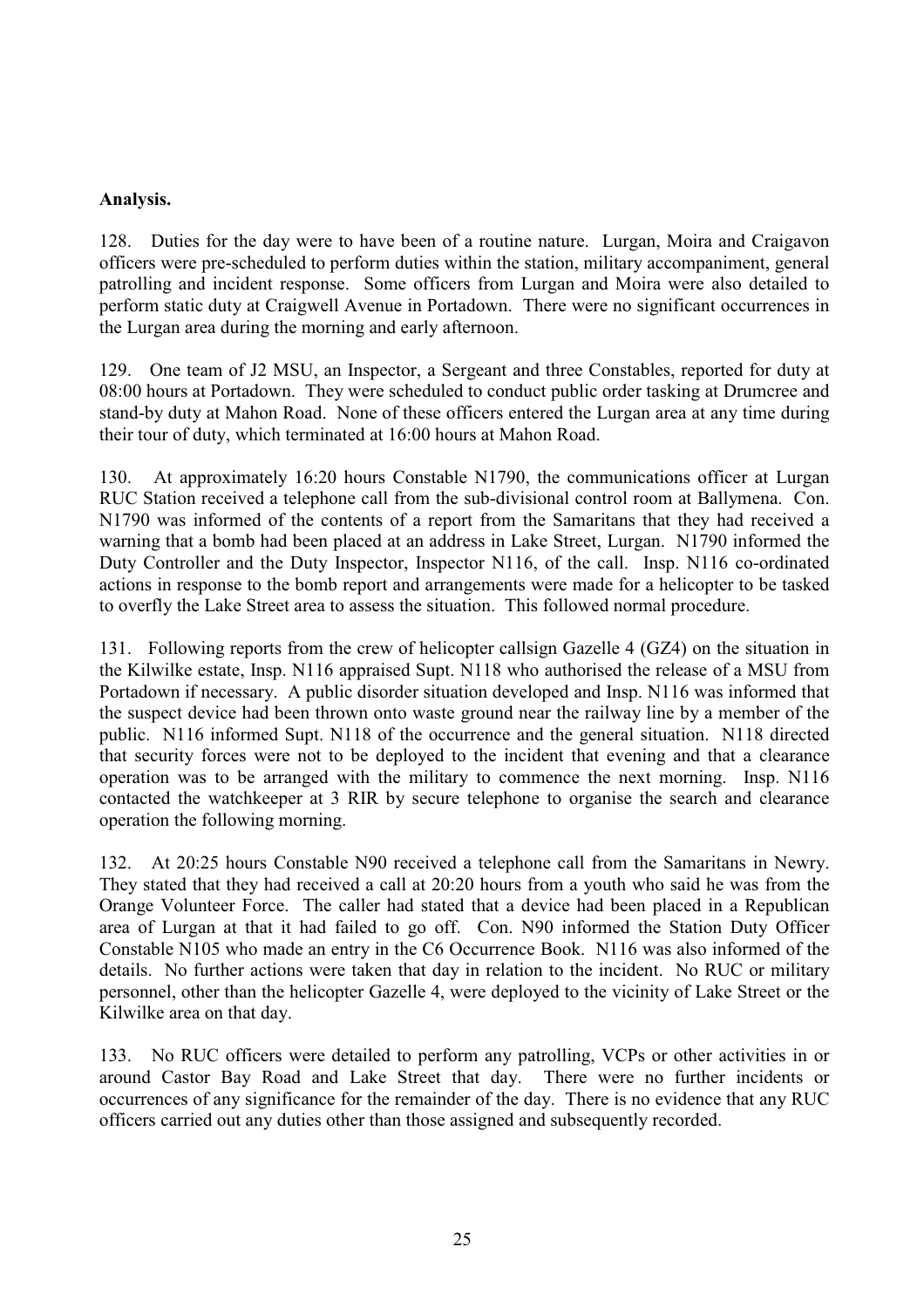**Analysis.**

128. Duties for the day were to have been of a routine nature. Lurgan, Moira and Craigavon officers were pre-scheduled to perform duties within the station, military accompaniment, general patrolling and incident response. Some officers from Lurgan and Moira were also detailed to perform static duty at Craigwell Avenue in Portadown. There were no significant occurrences in the Lurgan area during the morning and early afternoon.

129. One team of J2 MSU, an Inspector, a Sergeant and three Constables, reported for duty at 08:00 hours at Portadown. They were scheduled to conduct public order tasking at Drumcree and stand-by duty at Mahon Road. None of these officers entered the Lurgan area at any time during their tour of duty, which terminated at 16:00 hours at Mahon Road.

130. At approximately 16:20 hours Constable N1790, the communications officer at Lurgan RUC Station received a telephone call from the sub-divisional control room at Ballymena. Con. N1790 was informed of the contents of a report from the Samaritans that they had received a warning that a bomb had been placed at an address in Lake Street, Lurgan. N1790 informed the Duty Controller and the Duty Inspector, Inspector N116, of the call. Insp. N116 co-ordinated actions in response to the bomb report and arrangements were made for a helicopter to be tasked to overfly the Lake Street area to assess the situation. This followed normal procedure.

131. Following reports from the crew of helicopter callsign Gazelle 4 (GZ4) on the situation in the Kilwilke estate, Insp. N116 appraised Supt. N118 who authorised the release of a MSU from Portadown if necessary. A public disorder situation developed and Insp. N116 was informed that the suspect device had been thrown onto waste ground near the railway line by a member of the public. N116 informed Supt. N118 of the occurrence and the general situation. N118 directed that security forces were not to be deployed to the incident that evening and that a clearance operation was to be arranged with the military to commence the next morning. Insp. N116 contacted the watchkeeper at 3 RIR by secure telephone to organise the search and clearance operation the following morning.

132. At 20:25 hours Constable N90 received a telephone call from the Samaritans in Newry. They stated that they had received a call at 20:20 hours from a youth who said he was from the Orange Volunteer Force. The caller had stated that a device had been placed in a Republican area of Lurgan at that it had failed to go off. Con. N90 informed the Station Duty Officer Constable N105 who made an entry in the C6 Occurrence Book. N116 was also informed of the details. No further actions were taken that day in relation to the incident. No RUC or military personnel, other than the helicopter Gazelle 4, were deployed to the vicinity of Lake Street or the Kilwilke area on that day.

133. No RUC officers were detailed to perform any patrolling, VCPs or other activities in or around Castor Bay Road and Lake Street that day. There were no further incidents or occurrences of any significance for the remainder of the day. There is no evidence that any RUC officers carried out any duties other than those assigned and subsequently recorded.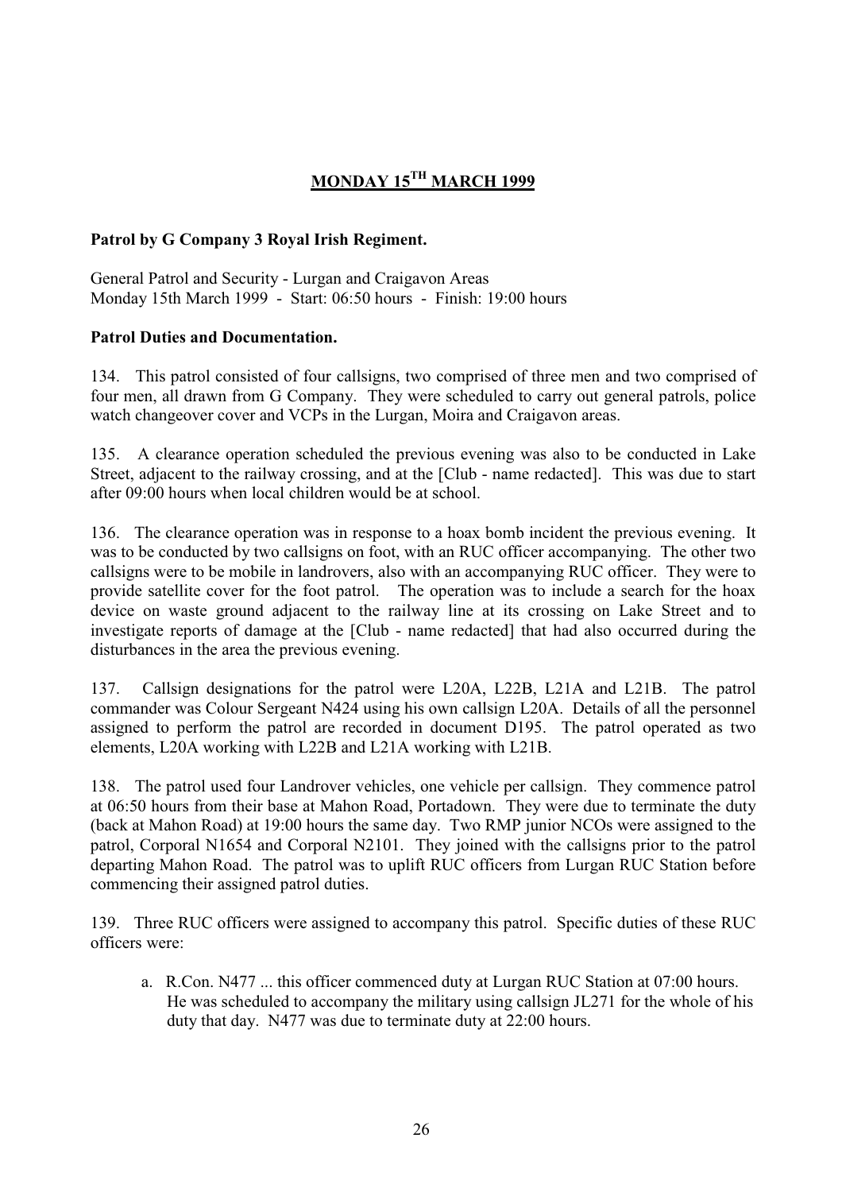# MONDAY 15TH MARCH 1999

**Patrol by G Company 3 Royal Irish Regiment.**

General Patrol and Security - Lurgan and Craigavon Areas
Monday 15th March 1999 - Start: 06:50 hours - Finish: 19:00 hours

**Patrol Duties and Documentation.**

134. This patrol consisted of four callsigns, two comprised of three men and two comprised of four men, all drawn from G Company. They were scheduled to carry out general patrols, police watch changeover cover and VCPs in the Lurgan, Moira and Craigavon areas.

135. A clearance operation scheduled the previous evening was also to be conducted in Lake Street, adjacent to the railway crossing, and at the [Club - name redacted]. This was due to start after 09:00 hours when local children would be at school.

136. The clearance operation was in response to a hoax bomb incident the previous evening. It was to be conducted by two callsigns on foot, with an RUC officer accompanying. The other two callsigns were to be mobile in landrovers, also with an accompanying RUC officer. They were to provide satellite cover for the foot patrol. The operation was to include a search for the hoax device on waste ground adjacent to the railway line at its crossing on Lake Street and to investigate reports of damage at the [Club - name redacted] that had also occurred during the disturbances in the area the previous evening.

137. Callsign designations for the patrol were L20A, L22B, L21A and L21B. The patrol commander was Colour Sergeant N424 using his own callsign L20A. Details of all the personnel assigned to perform the patrol are recorded in document D195. The patrol operated as two elements, L20A working with L22B and L21A working with L21B.

138. The patrol used four Landrover vehicles, one vehicle per callsign. They commence patrol at 06:50 hours from their base at Mahon Road, Portadown. They were due to terminate the duty (back at Mahon Road) at 19:00 hours the same day. Two RMP junior NCOs were assigned to the patrol, Corporal N1654 and Corporal N2101. They joined with the callsigns prior to the patrol departing Mahon Road. The patrol was to uplift RUC officers from Lurgan RUC Station before commencing their assigned patrol duties.

139. Three RUC officers were assigned to accompany this patrol. Specific duties of these RUC officers were:

a. R.Con. N477 ... this officer commenced duty at Lurgan RUC Station at 07:00 hours. He was scheduled to accompany the military using callsign JL271 for the whole of his duty that day. N477 was due to terminate duty at 22:00 hours.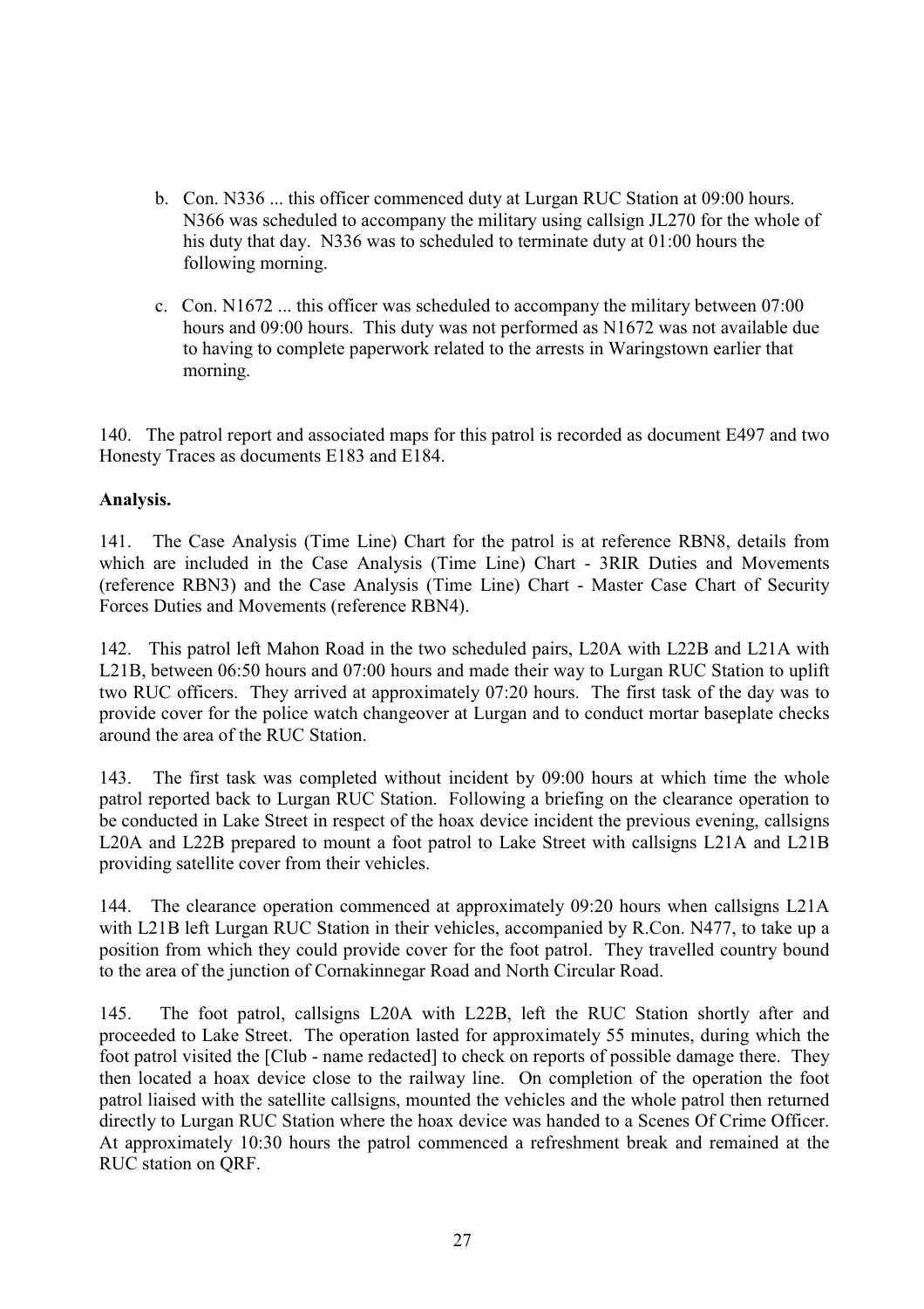b. Con. N336 ... this officer commenced duty at Lurgan RUC Station at 09:00 hours. N366 was scheduled to accompany the military using callsign JL270 for the whole of his duty that day. N336 was to scheduled to terminate duty at 01:00 hours the following morning.

c. Con. N1672 ... this officer was scheduled to accompany the military between 07:00 hours and 09:00 hours. This duty was not performed as N1672 was not available due to having to complete paperwork related to the arrests in Waringstown earlier that morning.

140. The patrol report and associated maps for this patrol is recorded as document E497 and two Honesty Traces as documents E183 and E184.

**Analysis.**

141. The Case Analysis (Time Line) Chart for the patrol is at reference RBN8, details from which are included in the Case Analysis (Time Line) Chart - 3RIR Duties and Movements (reference RBN3) and the Case Analysis (Time Line) Chart - Master Case Chart of Security Forces Duties and Movements (reference RBN4).

142. This patrol left Mahon Road in the two scheduled pairs, L20A with L22B and L21A with L21B, between 06:50 hours and 07:00 hours and made their way to Lurgan RUC Station to uplift two RUC officers. They arrived at approximately 07:20 hours. The first task of the day was to provide cover for the police watch changeover at Lurgan and to conduct mortar baseplate checks around the area of the RUC Station.

143. The first task was completed without incident by 09:00 hours at which time the whole patrol reported back to Lurgan RUC Station. Following a briefing on the clearance operation to be conducted in Lake Street in respect of the hoax device incident the previous evening, callsigns L20A and L22B prepared to mount a foot patrol to Lake Street with callsigns L21A and L21B providing satellite cover from their vehicles.

144. The clearance operation commenced at approximately 09:20 hours when callsigns L21A with L21B left Lurgan RUC Station in their vehicles, accompanied by R.Con. N477, to take up a position from which they could provide cover for the foot patrol. They travelled country bound to the area of the junction of Cornakinnegar Road and North Circular Road.

145. The foot patrol, callsigns L20A with L22B, left the RUC Station shortly after and proceeded to Lake Street. The operation lasted for approximately 55 minutes, during which the foot patrol visited the [Club - name redacted] to check on reports of possible damage there. They then located a hoax device close to the railway line. On completion of the operation the foot patrol liaised with the satellite callsigns, mounted the vehicles and the whole patrol then returned directly to Lurgan RUC Station where the hoax device was handed to a Scenes Of Crime Officer. At approximately 10:30 hours the patrol commenced a refreshment break and remained at the RUC station on QRF.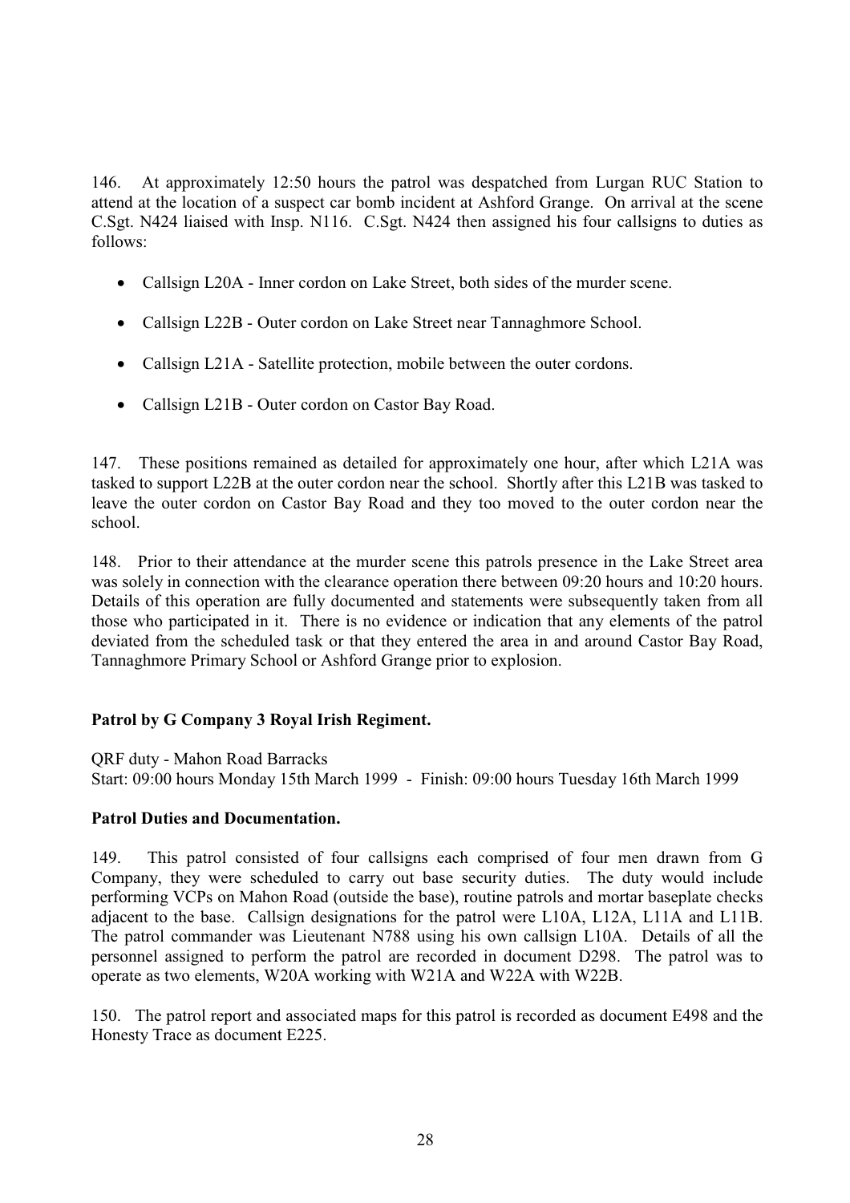146. At approximately 12:50 hours the patrol was despatched from Lurgan RUC Station to attend at the location of a suspect car bomb incident at Ashford Grange. On arrival at the scene C.Sgt. N424 liaised with Insp. N116. C.Sgt. N424 then assigned his four callsigns to duties as follows:

- Callsign L20A - Inner cordon on Lake Street, both sides of the murder scene.
- Callsign L22B - Outer cordon on Lake Street near Tannaghmore School.
- Callsign L21A - Satellite protection, mobile between the outer cordons.
- Callsign L21B - Outer cordon on Castor Bay Road.

147. These positions remained as detailed for approximately one hour, after which L21A was tasked to support L22B at the outer cordon near the school. Shortly after this L21B was tasked to leave the outer cordon on Castor Bay Road and they too moved to the outer cordon near the school.

148. Prior to their attendance at the murder scene this patrols presence in the Lake Street area was solely in connection with the clearance operation there between 09:20 hours and 10:20 hours. Details of this operation are fully documented and statements were subsequently taken from all those who participated in it. There is no evidence or indication that any elements of the patrol deviated from the scheduled task or that they entered the area in and around Castor Bay Road, Tannaghmore Primary School or Ashford Grange prior to explosion.

**Patrol by G Company 3 Royal Irish Regiment.**

QRF duty - Mahon Road Barracks
Start: 09:00 hours Monday 15th March 1999 - Finish: 09:00 hours Tuesday 16th March 1999

**Patrol Duties and Documentation.**

149. This patrol consisted of four callsigns each comprised of four men drawn from G Company, they were scheduled to carry out base security duties. The duty would include performing VCPs on Mahon Road (outside the base), routine patrols and mortar baseplate checks adjacent to the base. Callsign designations for the patrol were L10A, L12A, L11A and L11B. The patrol commander was Lieutenant N788 using his own callsign L10A. Details of all the personnel assigned to perform the patrol are recorded in document D298. The patrol was to operate as two elements, W20A working with W21A and W22A with W22B.

150. The patrol report and associated maps for this patrol is recorded as document E498 and the Honesty Trace as document E225.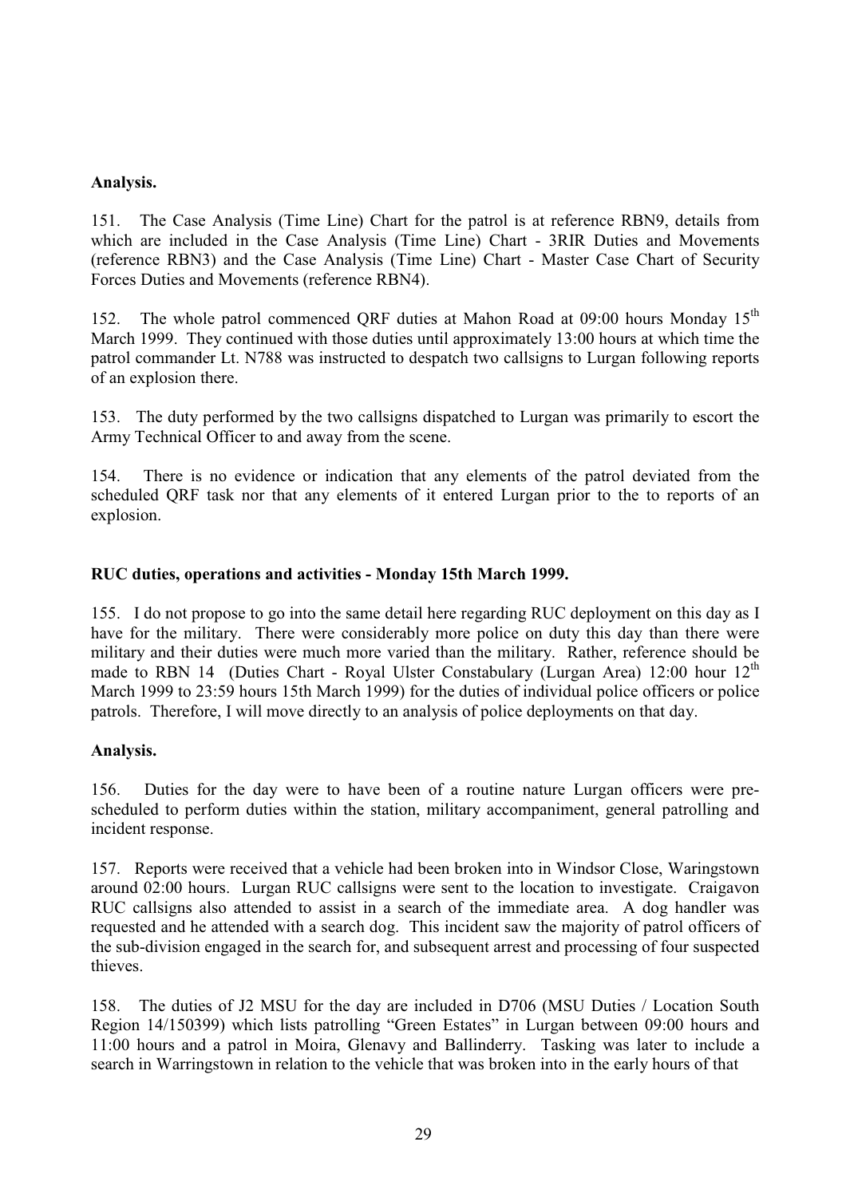**Analysis.**

151. The Case Analysis (Time Line) Chart for the patrol is at reference RBN9, details from which are included in the Case Analysis (Time Line) Chart - 3RIR Duties and Movements (reference RBN3) and the Case Analysis (Time Line) Chart - Master Case Chart of Security Forces Duties and Movements (reference RBN4).

152. The whole patrol commenced QRF duties at Mahon Road at 09:00 hours Monday 15th March 1999. They continued with those duties until approximately 13:00 hours at which time the patrol commander Lt. N788 was instructed to despatch two callsigns to Lurgan following reports of an explosion there.

153. The duty performed by the two callsigns dispatched to Lurgan was primarily to escort the Army Technical Officer to and away from the scene.

154. There is no evidence or indication that any elements of the patrol deviated from the scheduled QRF task nor that any elements of it entered Lurgan prior to the to reports of an explosion.

**RUC duties, operations and activities - Monday 15th March 1999.**

155. I do not propose to go into the same detail here regarding RUC deployment on this day as I have for the military. There were considerably more police on duty this day than there were military and their duties were much more varied than the military. Rather, reference should be made to RBN 14 (Duties Chart - Royal Ulster Constabulary (Lurgan Area) 12:00 hour 12th March 1999 to 23:59 hours 15th March 1999) for the duties of individual police officers or police patrols. Therefore, I will move directly to an analysis of police deployments on that day.

**Analysis.**

156. Duties for the day were to have been of a routine nature Lurgan officers were pre-scheduled to perform duties within the station, military accompaniment, general patrolling and incident response.

157. Reports were received that a vehicle had been broken into in Windsor Close, Waringstown around 02:00 hours. Lurgan RUC callsigns were sent to the location to investigate. Craigavon RUC callsigns also attended to assist in a search of the immediate area. A dog handler was requested and he attended with a search dog. This incident saw the majority of patrol officers of the sub-division engaged in the search for, and subsequent arrest and processing of four suspected thieves.

158. The duties of J2 MSU for the day are included in D706 (MSU Duties / Location South Region 14/150399) which lists patrolling "Green Estates" in Lurgan between 09:00 hours and 11:00 hours and a patrol in Moira, Glenavy and Ballinderry. Tasking was later to include a search in Warringstown in relation to the vehicle that was broken into in the early hours of that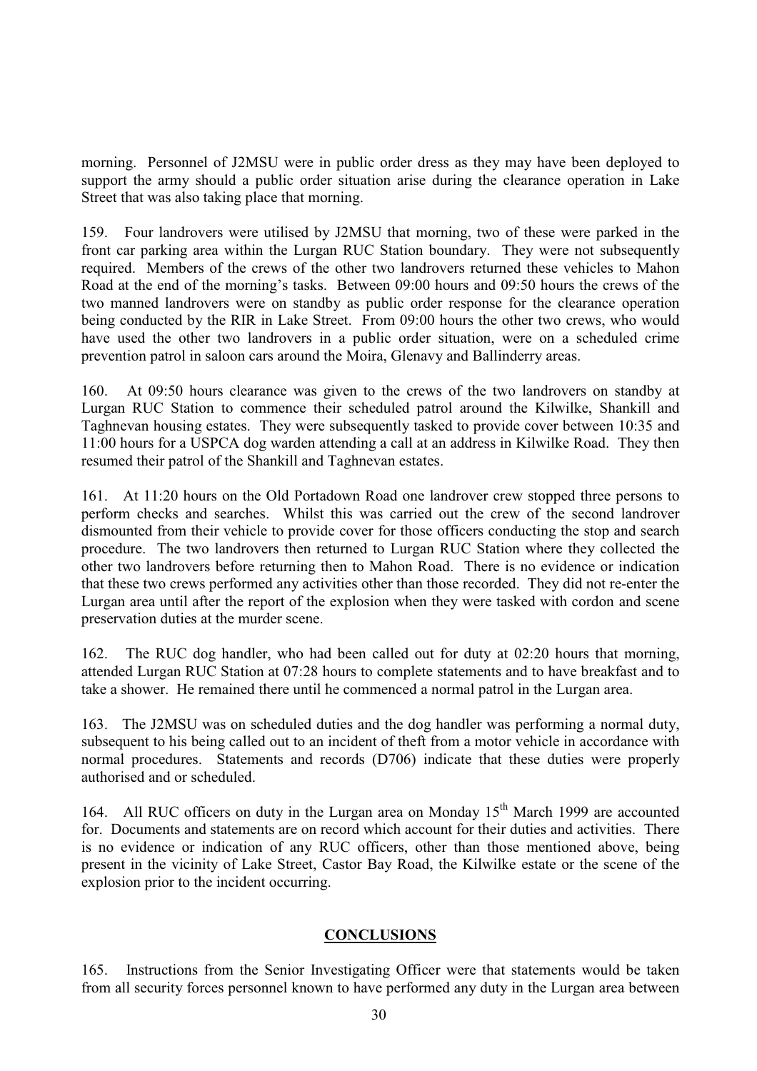morning. Personnel of J2MSU were in public order dress as they may have been deployed to support the army should a public order situation arise during the clearance operation in Lake Street that was also taking place that morning.

159. Four landrovers were utilised by J2MSU that morning, two of these were parked in the front car parking area within the Lurgan RUC Station boundary. They were not subsequently required. Members of the crews of the other two landrovers returned these vehicles to Mahon Road at the end of the morning's tasks. Between 09:00 hours and 09:50 hours the crews of the two manned landrovers were on standby as public order response for the clearance operation being conducted by the RIR in Lake Street. From 09:00 hours the other two crews, who would have used the other two landrovers in a public order situation, were on a scheduled crime prevention patrol in saloon cars around the Moira, Glenavy and Ballinderry areas.

160. At 09:50 hours clearance was given to the crews of the two landrovers on standby at Lurgan RUC Station to commence their scheduled patrol around the Kilwilke, Shankill and Taghnevan housing estates. They were subsequently tasked to provide cover between 10:35 and 11:00 hours for a USPCA dog warden attending a call at an address in Kilwilke Road. They then resumed their patrol of the Shankill and Taghnevan estates.

161. At 11:20 hours on the Old Portadown Road one landrover crew stopped three persons to perform checks and searches. Whilst this was carried out the crew of the second landrover dismounted from their vehicle to provide cover for those officers conducting the stop and search procedure. The two landrovers then returned to Lurgan RUC Station where they collected the other two landrovers before returning then to Mahon Road. There is no evidence or indication that these two crews performed any activities other than those recorded. They did not re-enter the Lurgan area until after the report of the explosion when they were tasked with cordon and scene preservation duties at the murder scene.

162. The RUC dog handler, who had been called out for duty at 02:20 hours that morning, attended Lurgan RUC Station at 07:28 hours to complete statements and to have breakfast and to take a shower. He remained there until he commenced a normal patrol in the Lurgan area.

163. The J2MSU was on scheduled duties and the dog handler was performing a normal duty, subsequent to his being called out to an incident of theft from a motor vehicle in accordance with normal procedures. Statements and records (D706) indicate that these duties were properly authorised and or scheduled.

164. All RUC officers on duty in the Lurgan area on Monday 15th March 1999 are accounted for. Documents and statements are on record which account for their duties and activities. There is no evidence or indication of any RUC officers, other than those mentioned above, being present in the vicinity of Lake Street, Castor Bay Road, the Kilwilke estate or the scene of the explosion prior to the incident occurring.

## **CONCLUSIONS**

165. Instructions from the Senior Investigating Officer were that statements would be taken from all security forces personnel known to have performed any duty in the Lurgan area between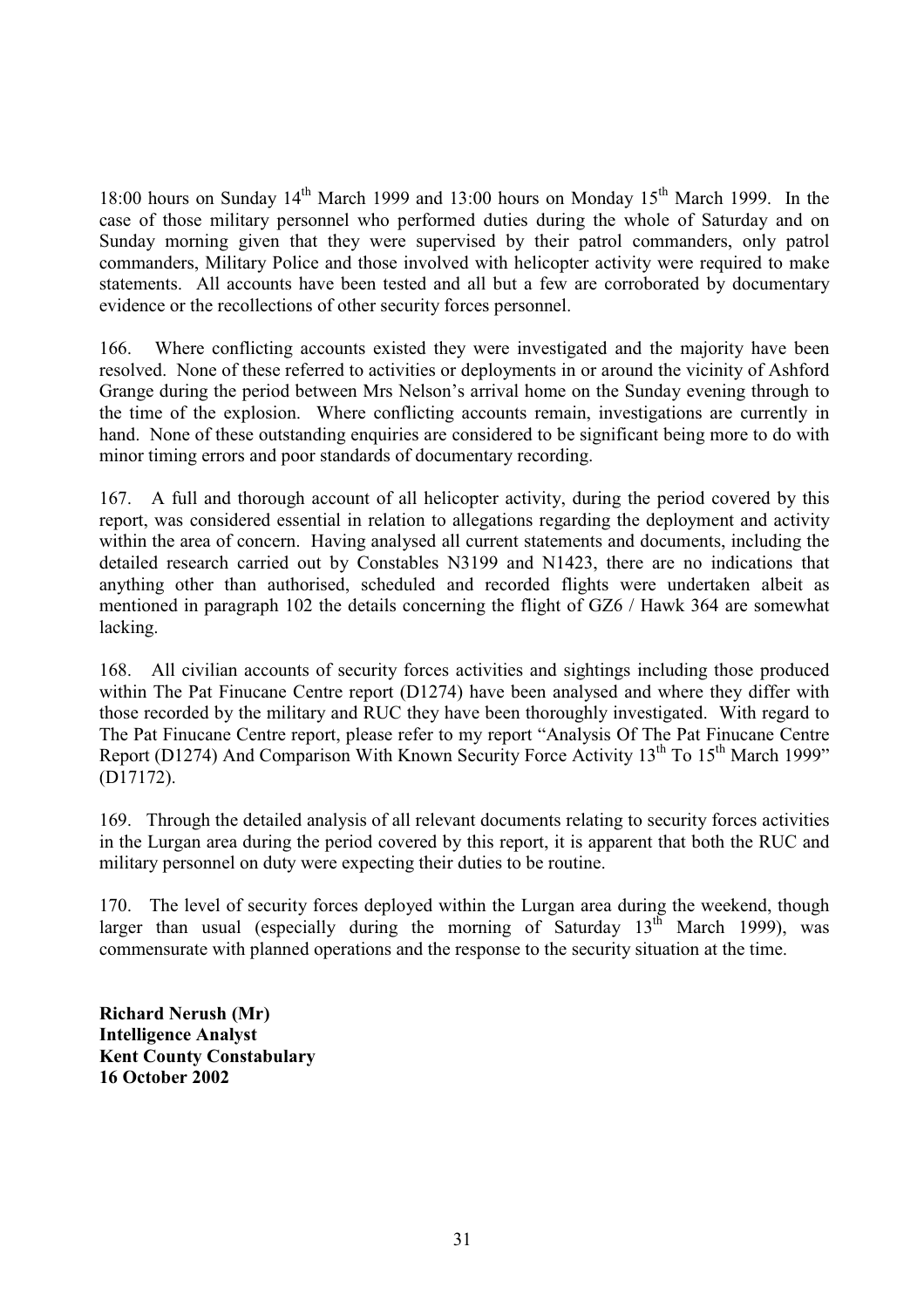18:00 hours on Sunday 14th March 1999 and 13:00 hours on Monday 15th March 1999. In the case of those military personnel who performed duties during the whole of Saturday and on Sunday morning given that they were supervised by their patrol commanders, only patrol commanders, Military Police and those involved with helicopter activity were required to make statements. All accounts have been tested and all but a few are corroborated by documentary evidence or the recollections of other security forces personnel.

166. Where conflicting accounts existed they were investigated and the majority have been resolved. None of these referred to activities or deployments in or around the vicinity of Ashford Grange during the period between Mrs Nelson's arrival home on the Sunday evening through to the time of the explosion. Where conflicting accounts remain, investigations are currently in hand. None of these outstanding enquiries are considered to be significant being more to do with minor timing errors and poor standards of documentary recording.

167. A full and thorough account of all helicopter activity, during the period covered by this report, was considered essential in relation to allegations regarding the deployment and activity within the area of concern. Having analysed all current statements and documents, including the detailed research carried out by Constables N3199 and N1423, there are no indications that anything other than authorised, scheduled and recorded flights were undertaken albeit as mentioned in paragraph 102 the details concerning the flight of GZ6 / Hawk 364 are somewhat lacking.

168. All civilian accounts of security forces activities and sightings including those produced within The Pat Finucane Centre report (D1274) have been analysed and where they differ with those recorded by the military and RUC they have been thoroughly investigated. With regard to The Pat Finucane Centre report, please refer to my report "Analysis Of The Pat Finucane Centre Report (D1274) And Comparison With Known Security Force Activity 13th To 15th March 1999" (D17172).

169. Through the detailed analysis of all relevant documents relating to security forces activities in the Lurgan area during the period covered by this report, it is apparent that both the RUC and military personnel on duty were expecting their duties to be routine.

170. The level of security forces deployed within the Lurgan area during the weekend, though larger than usual (especially during the morning of Saturday 13th March 1999), was commensurate with planned operations and the response to the security situation at the time.

**Richard Nerush (Mr)**
**Intelligence Analyst**
**Kent County Constabulary**
**16 October 2002**